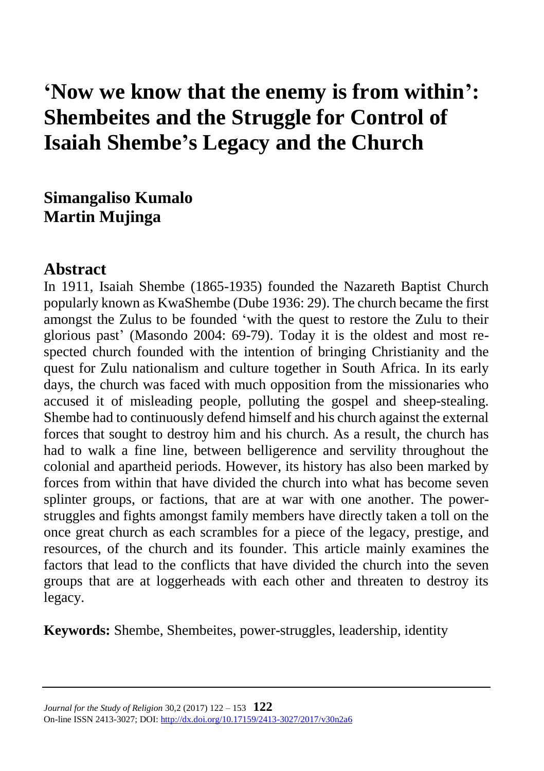# 'Now we know that the enemy is from within': Shembeites and the Struggle for Control of Isaiah Shembe's Legacy and the Church

**Simangaliso Kumalo**
**Martin Mujinga**

## Abstract

In 1911, Isaiah Shembe (1865-1935) founded the Nazareth Baptist Church popularly known as KwaShembe (Dube 1936: 29). The church became the first amongst the Zulus to be founded 'with the quest to restore the Zulu to their glorious past' (Masondo 2004: 69-79). Today it is the oldest and most respected church founded with the intention of bringing Christianity and the quest for Zulu nationalism and culture together in South Africa. In its early days, the church was faced with much opposition from the missionaries who accused it of misleading people, polluting the gospel and sheep-stealing. Shembe had to continuously defend himself and his church against the external forces that sought to destroy him and his church. As a result, the church has had to walk a fine line, between belligerence and servility throughout the colonial and apartheid periods. However, its history has also been marked by forces from within that have divided the church into what has become seven splinter groups, or factions, that are at war with one another. The power-struggles and fights amongst family members have directly taken a toll on the once great church as each scrambles for a piece of the legacy, prestige, and resources, of the church and its founder. This article mainly examines the factors that lead to the conflicts that have divided the church into the seven groups that are at loggerheads with each other and threaten to destroy its legacy.

**Keywords:** Shembe, Shembeites, power-struggles, leadership, identity

*Journal for the Study of Religion* 30,2 (2017) 122 – 153
On-line ISSN 2413-3027; DOI: http://dx.doi.org/10.17159/2413-3027/2017/v30n2a6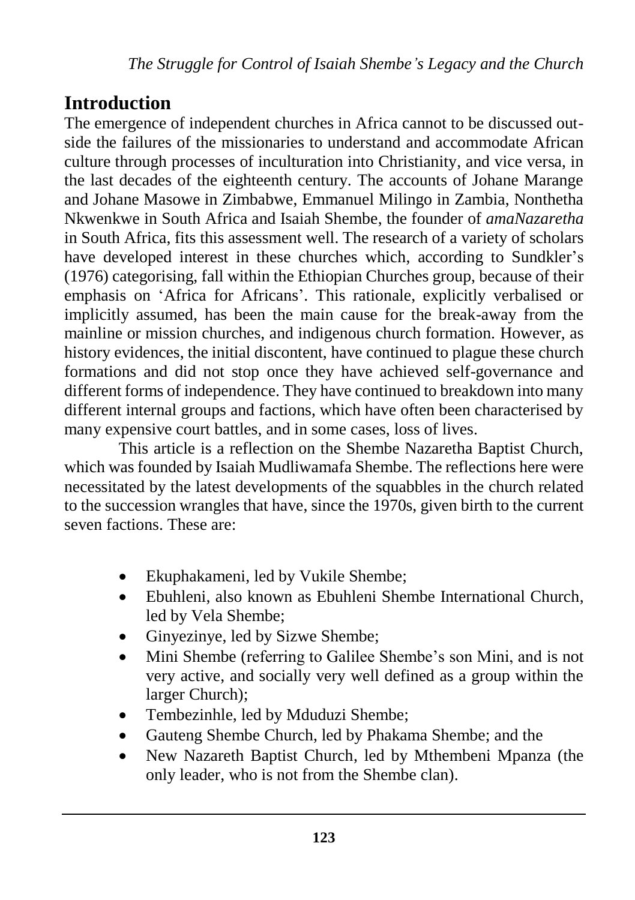## Introduction

The emergence of independent churches in Africa cannot to be discussed outside the failures of the missionaries to understand and accommodate African culture through processes of inculturation into Christianity, and vice versa, in the last decades of the eighteenth century. The accounts of Johane Marange and Johane Masowe in Zimbabwe, Emmanuel Milingo in Zambia, Nonthetha Nkwenkwe in South Africa and Isaiah Shembe, the founder of *amaNazaretha* in South Africa, fits this assessment well. The research of a variety of scholars have developed interest in these churches which, according to Sundkler's (1976) categorising, fall within the Ethiopian Churches group, because of their emphasis on 'Africa for Africans'. This rationale, explicitly verbalised or implicitly assumed, has been the main cause for the break-away from the mainline or mission churches, and indigenous church formation. However, as history evidences, the initial discontent, have continued to plague these church formations and did not stop once they have achieved self-governance and different forms of independence. They have continued to breakdown into many different internal groups and factions, which have often been characterised by many expensive court battles, and in some cases, loss of lives.

This article is a reflection on the Shembe Nazaretha Baptist Church, which was founded by Isaiah Mudliwamafa Shembe. The reflections here were necessitated by the latest developments of the squabbles in the church related to the succession wrangles that have, since the 1970s, given birth to the current seven factions. These are:

- Ekuphakameni, led by Vukile Shembe;
- Ebuhleni, also known as Ebuhleni Shembe International Church, led by Vela Shembe;
- Ginyezinye, led by Sizwe Shembe;
- Mini Shembe (referring to Galilee Shembe's son Mini, and is not very active, and socially very well defined as a group within the larger Church);
- Tembezinhle, led by Mduduzi Shembe;
- Gauteng Shembe Church, led by Phakama Shembe; and the
- New Nazareth Baptist Church, led by Mthembeni Mpanza (the only leader, who is not from the Shembe clan).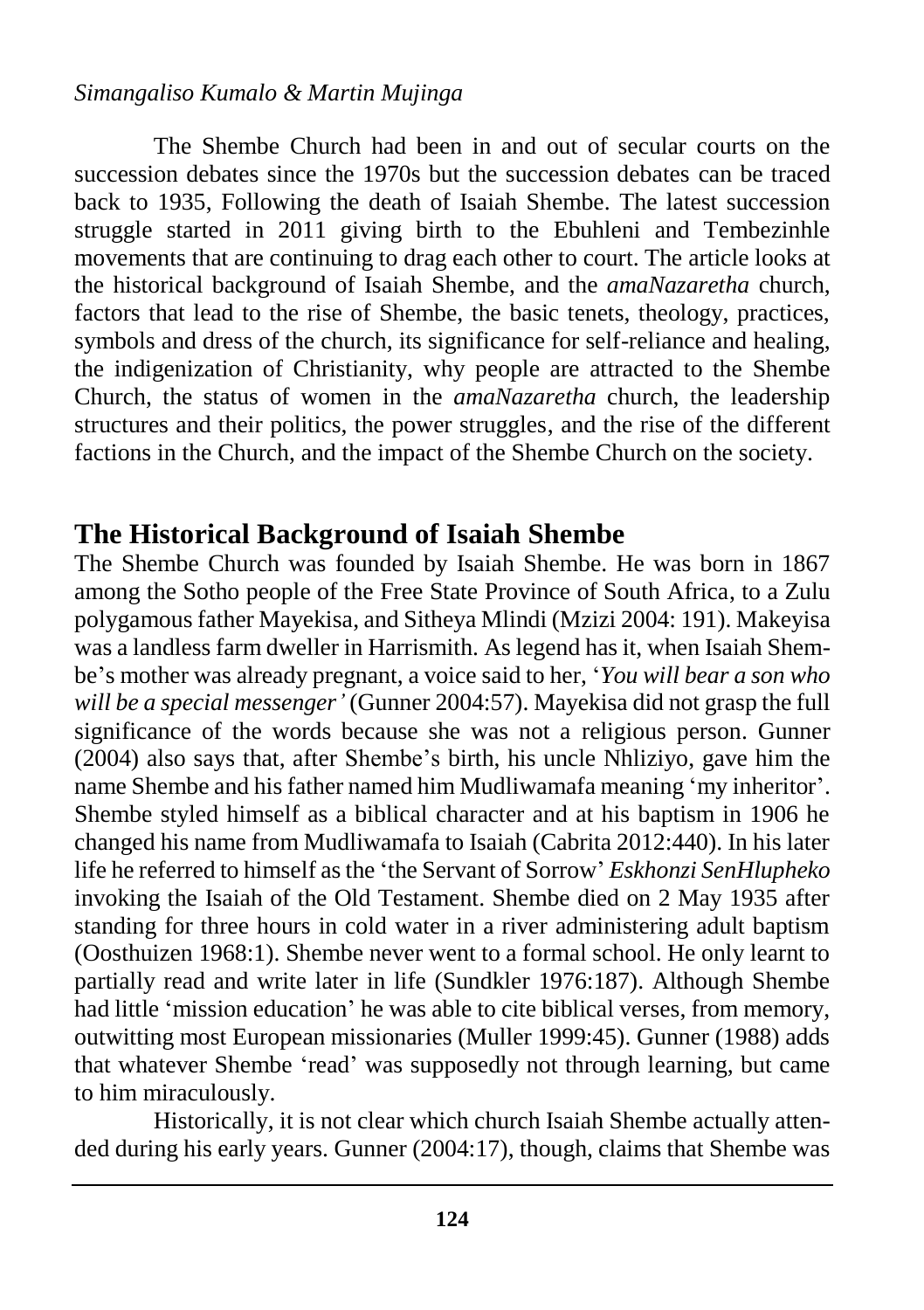The Shembe Church had been in and out of secular courts on the succession debates since the 1970s but the succession debates can be traced back to 1935, Following the death of Isaiah Shembe. The latest succession struggle started in 2011 giving birth to the Ebuhleni and Tembezinhle movements that are continuing to drag each other to court. The article looks at the historical background of Isaiah Shembe, and the *amaNazaretha* church, factors that lead to the rise of Shembe, the basic tenets, theology, practices, symbols and dress of the church, its significance for self-reliance and healing, the indigenization of Christianity, why people are attracted to the Shembe Church, the status of women in the *amaNazaretha* church, the leadership structures and their politics, the power struggles, and the rise of the different factions in the Church, and the impact of the Shembe Church on the society.

## The Historical Background of Isaiah Shembe

The Shembe Church was founded by Isaiah Shembe. He was born in 1867 among the Sotho people of the Free State Province of South Africa, to a Zulu polygamous father Mayekisa, and Sitheya Mlindi (Mzizi 2004: 191). Makeyisa was a landless farm dweller in Harrismith. As legend has it, when Isaiah Shembe's mother was already pregnant, a voice said to her, '*You will bear a son who will be a special messenger'* (Gunner 2004:57). Mayekisa did not grasp the full significance of the words because she was not a religious person. Gunner (2004) also says that, after Shembe's birth, his uncle Nhliziyo, gave him the name Shembe and his father named him Mudliwamafa meaning 'my inheritor'. Shembe styled himself as a biblical character and at his baptism in 1906 he changed his name from Mudliwamafa to Isaiah (Cabrita 2012:440). In his later life he referred to himself as the 'the Servant of Sorrow' *Eskhonzi SenHlupheko* invoking the Isaiah of the Old Testament. Shembe died on 2 May 1935 after standing for three hours in cold water in a river administering adult baptism (Oosthuizen 1968:1). Shembe never went to a formal school. He only learnt to partially read and write later in life (Sundkler 1976:187). Although Shembe had little 'mission education' he was able to cite biblical verses, from memory, outwitting most European missionaries (Muller 1999:45). Gunner (1988) adds that whatever Shembe 'read' was supposedly not through learning, but came to him miraculously.

Historically, it is not clear which church Isaiah Shembe actually attended during his early years. Gunner (2004:17), though, claims that Shembe was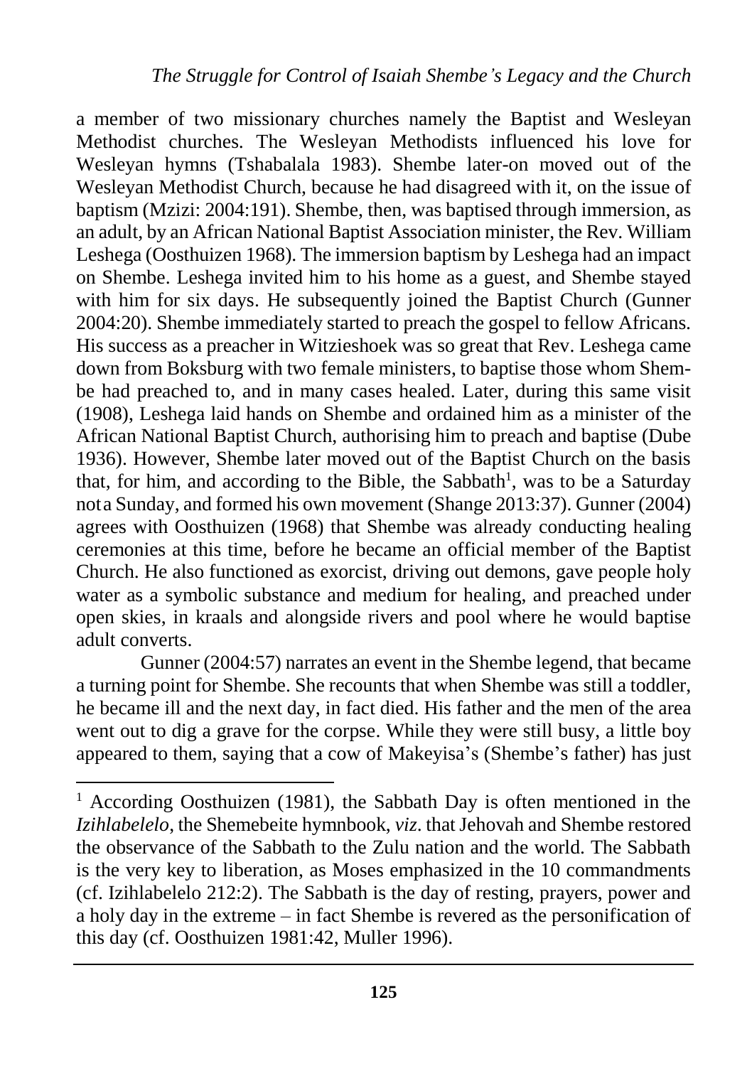a member of two missionary churches namely the Baptist and Wesleyan Methodist churches. The Wesleyan Methodists influenced his love for Wesleyan hymns (Tshabalala 1983). Shembe later-on moved out of the Wesleyan Methodist Church, because he had disagreed with it, on the issue of baptism (Mzizi: 2004:191). Shembe, then, was baptised through immersion, as an adult, by an African National Baptist Association minister, the Rev. William Leshega (Oosthuizen 1968). The immersion baptism by Leshega had an impact on Shembe. Leshega invited him to his home as a guest, and Shembe stayed with him for six days. He subsequently joined the Baptist Church (Gunner 2004:20). Shembe immediately started to preach the gospel to fellow Africans. His success as a preacher in Witzieshoek was so great that Rev. Leshega came down from Boksburg with two female ministers, to baptise those whom Shembe had preached to, and in many cases healed. Later, during this same visit (1908), Leshega laid hands on Shembe and ordained him as a minister of the African National Baptist Church, authorising him to preach and baptise (Dube 1936). However, Shembe later moved out of the Baptist Church on the basis that, for him, and according to the Bible, the Sabbath[1], was to be a Saturday nota Sunday, and formed his own movement (Shange 2013:37). Gunner (2004) agrees with Oosthuizen (1968) that Shembe was already conducting healing ceremonies at this time, before he became an official member of the Baptist Church. He also functioned as exorcist, driving out demons, gave people holy water as a symbolic substance and medium for healing, and preached under open skies, in kraals and alongside rivers and pool where he would baptise adult converts.

Gunner (2004:57) narrates an event in the Shembe legend, that became a turning point for Shembe. She recounts that when Shembe was still a toddler, he became ill and the next day, in fact died. His father and the men of the area went out to dig a grave for the corpse. While they were still busy, a little boy appeared to them, saying that a cow of Makeyisa's (Shembe's father) has just

---

[1] According Oosthuizen (1981), the Sabbath Day is often mentioned in the *Izihlabelelo*, the Shemebeite hymnbook, *viz*. that Jehovah and Shembe restored the observance of the Sabbath to the Zulu nation and the world. The Sabbath is the very key to liberation, as Moses emphasized in the 10 commandments (cf. Izihlabelelo 212:2). The Sabbath is the day of resting, prayers, power and a holy day in the extreme – in fact Shembe is revered as the personification of this day (cf. Oosthuizen 1981:42, Muller 1996).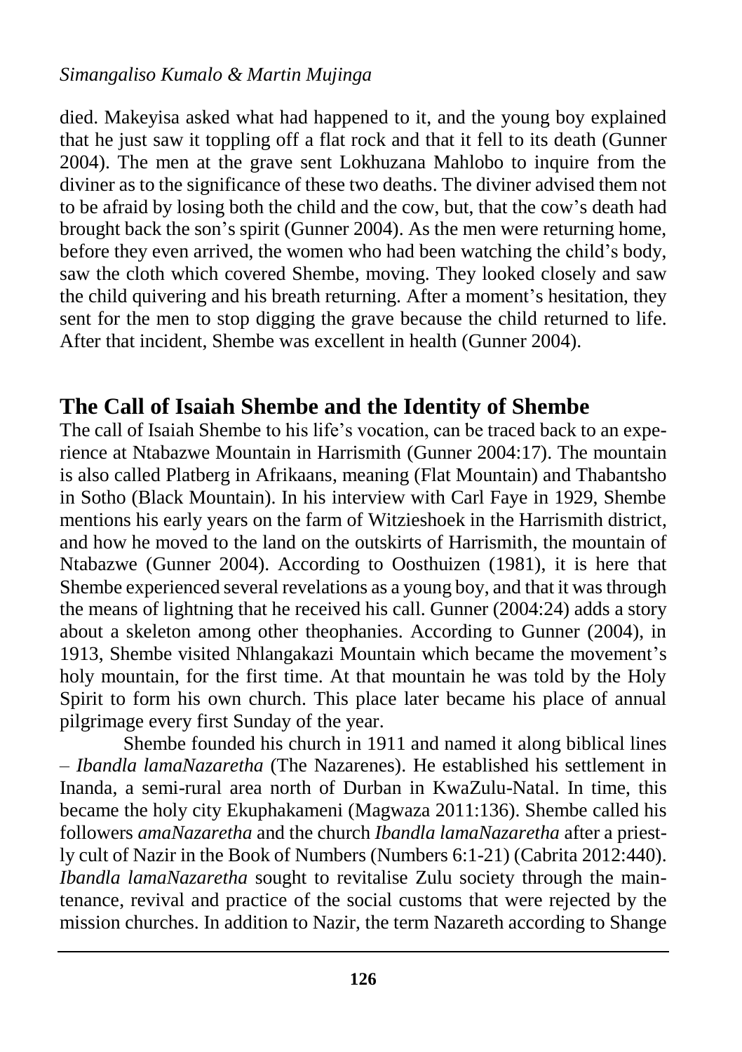died. Makeyisa asked what had happened to it, and the young boy explained that he just saw it toppling off a flat rock and that it fell to its death (Gunner 2004). The men at the grave sent Lokhuzana Mahlobo to inquire from the diviner as to the significance of these two deaths. The diviner advised them not to be afraid by losing both the child and the cow, but, that the cow's death had brought back the son's spirit (Gunner 2004). As the men were returning home, before they even arrived, the women who had been watching the child's body, saw the cloth which covered Shembe, moving. They looked closely and saw the child quivering and his breath returning. After a moment's hesitation, they sent for the men to stop digging the grave because the child returned to life. After that incident, Shembe was excellent in health (Gunner 2004).

## The Call of Isaiah Shembe and the Identity of Shembe

The call of Isaiah Shembe to his life's vocation, can be traced back to an experience at Ntabazwe Mountain in Harrismith (Gunner 2004:17). The mountain is also called Platberg in Afrikaans, meaning (Flat Mountain) and Thabantsho in Sotho (Black Mountain). In his interview with Carl Faye in 1929, Shembe mentions his early years on the farm of Witzieshoek in the Harrismith district, and how he moved to the land on the outskirts of Harrismith, the mountain of Ntabazwe (Gunner 2004). According to Oosthuizen (1981), it is here that Shembe experienced several revelations as a young boy, and that it was through the means of lightning that he received his call. Gunner (2004:24) adds a story about a skeleton among other theophanies. According to Gunner (2004), in 1913, Shembe visited Nhlangakazi Mountain which became the movement's holy mountain, for the first time. At that mountain he was told by the Holy Spirit to form his own church. This place later became his place of annual pilgrimage every first Sunday of the year.

Shembe founded his church in 1911 and named it along biblical lines – *Ibandla lamaNazaretha* (The Nazarenes). He established his settlement in Inanda, a semi-rural area north of Durban in KwaZulu-Natal. In time, this became the holy city Ekuphakameni (Magwaza 2011:136). Shembe called his followers *amaNazaretha* and the church *Ibandla lamaNazaretha* after a priestly cult of Nazir in the Book of Numbers (Numbers 6:1-21) (Cabrita 2012:440). *Ibandla lamaNazaretha* sought to revitalise Zulu society through the maintenance, revival and practice of the social customs that were rejected by the mission churches. In addition to Nazir, the term Nazareth according to Shange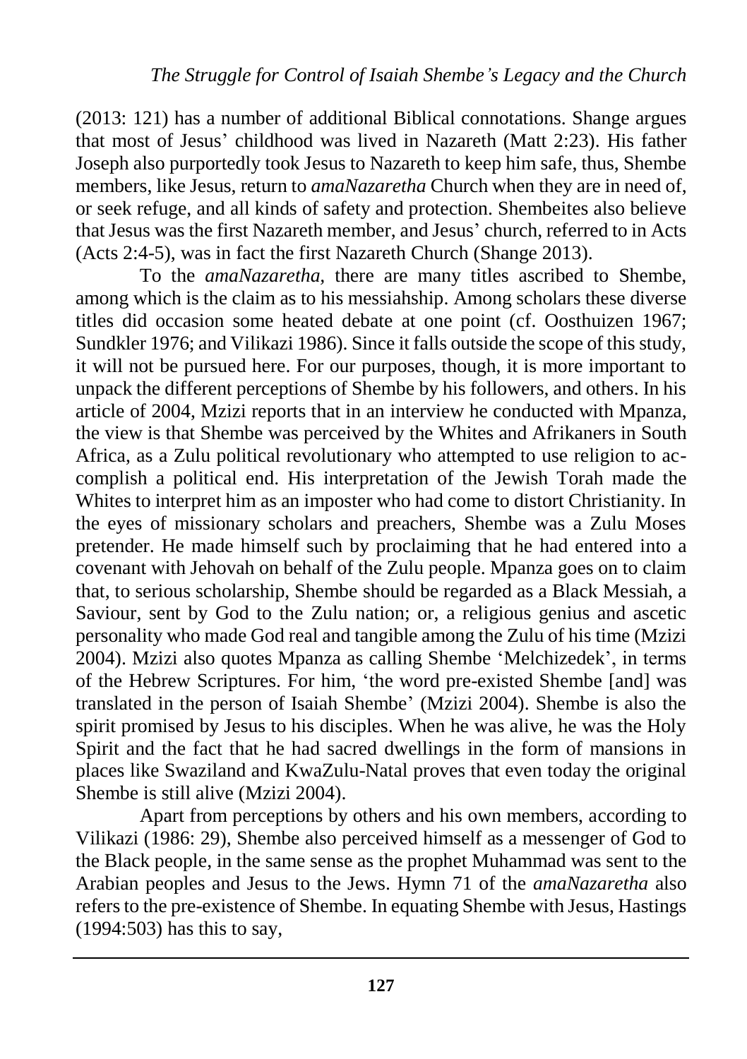(2013: 121) has a number of additional Biblical connotations. Shange argues that most of Jesus' childhood was lived in Nazareth (Matt 2:23). His father Joseph also purportedly took Jesus to Nazareth to keep him safe, thus, Shembe members, like Jesus, return to *amaNazaretha* Church when they are in need of, or seek refuge, and all kinds of safety and protection. Shembeites also believe that Jesus was the first Nazareth member, and Jesus' church, referred to in Acts (Acts 2:4-5), was in fact the first Nazareth Church (Shange 2013).

To the *amaNazaretha*, there are many titles ascribed to Shembe, among which is the claim as to his messiahship. Among scholars these diverse titles did occasion some heated debate at one point (cf. Oosthuizen 1967; Sundkler 1976; and Vilikazi 1986). Since it falls outside the scope of this study, it will not be pursued here. For our purposes, though, it is more important to unpack the different perceptions of Shembe by his followers, and others. In his article of 2004, Mzizi reports that in an interview he conducted with Mpanza, the view is that Shembe was perceived by the Whites and Afrikaners in South Africa, as a Zulu political revolutionary who attempted to use religion to accomplish a political end. His interpretation of the Jewish Torah made the Whites to interpret him as an imposter who had come to distort Christianity. In the eyes of missionary scholars and preachers, Shembe was a Zulu Moses pretender. He made himself such by proclaiming that he had entered into a covenant with Jehovah on behalf of the Zulu people. Mpanza goes on to claim that, to serious scholarship, Shembe should be regarded as a Black Messiah, a Saviour, sent by God to the Zulu nation; or, a religious genius and ascetic personality who made God real and tangible among the Zulu of his time (Mzizi 2004). Mzizi also quotes Mpanza as calling Shembe 'Melchizedek', in terms of the Hebrew Scriptures. For him, 'the word pre-existed Shembe [and] was translated in the person of Isaiah Shembe' (Mzizi 2004). Shembe is also the spirit promised by Jesus to his disciples. When he was alive, he was the Holy Spirit and the fact that he had sacred dwellings in the form of mansions in places like Swaziland and KwaZulu-Natal proves that even today the original Shembe is still alive (Mzizi 2004).

Apart from perceptions by others and his own members, according to Vilikazi (1986: 29), Shembe also perceived himself as a messenger of God to the Black people, in the same sense as the prophet Muhammad was sent to the Arabian peoples and Jesus to the Jews. Hymn 71 of the *amaNazaretha* also refers to the pre-existence of Shembe. In equating Shembe with Jesus, Hastings (1994:503) has this to say,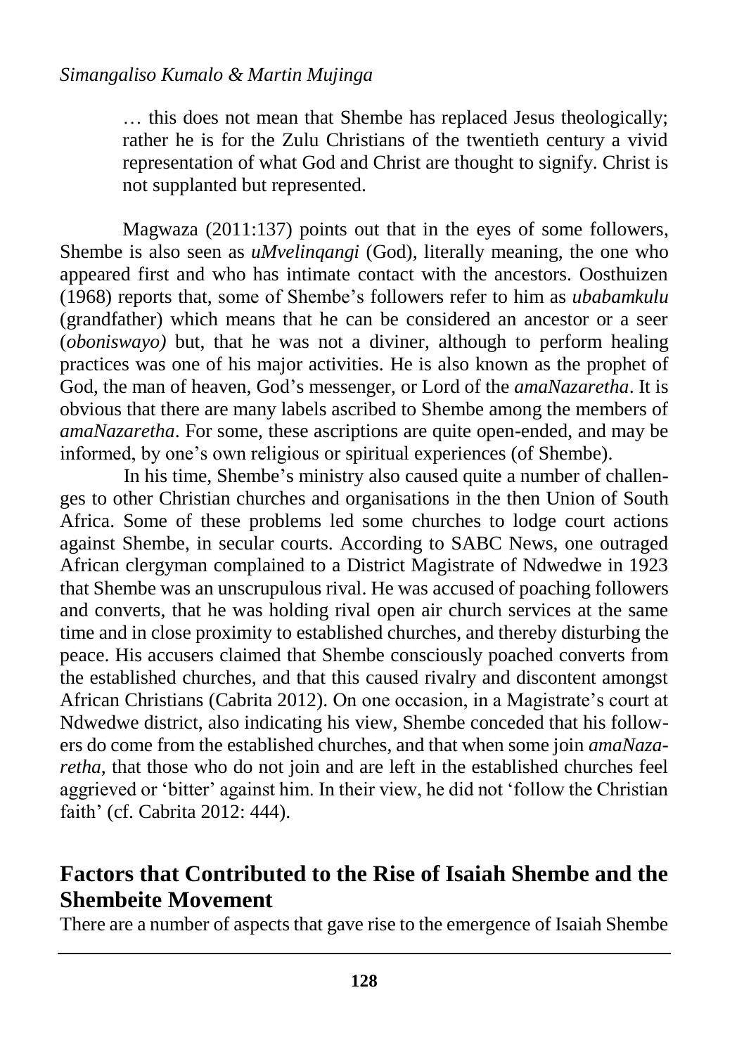> … this does not mean that Shembe has replaced Jesus theologically; rather he is for the Zulu Christians of the twentieth century a vivid representation of what God and Christ are thought to signify. Christ is not supplanted but represented.

Magwaza (2011:137) points out that in the eyes of some followers, Shembe is also seen as *uMvelinqangi* (God), literally meaning, the one who appeared first and who has intimate contact with the ancestors. Oosthuizen (1968) reports that, some of Shembe's followers refer to him as *ubabamkulu* (grandfather) which means that he can be considered an ancestor or a seer (*oboniswayo)* but, that he was not a diviner, although to perform healing practices was one of his major activities. He is also known as the prophet of God, the man of heaven, God's messenger, or Lord of the *amaNazaretha*. It is obvious that there are many labels ascribed to Shembe among the members of *amaNazaretha*. For some, these ascriptions are quite open-ended, and may be informed, by one's own religious or spiritual experiences (of Shembe).

In his time, Shembe's ministry also caused quite a number of challenges to other Christian churches and organisations in the then Union of South Africa. Some of these problems led some churches to lodge court actions against Shembe, in secular courts. According to SABC News, one outraged African clergyman complained to a District Magistrate of Ndwedwe in 1923 that Shembe was an unscrupulous rival. He was accused of poaching followers and converts, that he was holding rival open air church services at the same time and in close proximity to established churches, and thereby disturbing the peace. His accusers claimed that Shembe consciously poached converts from the established churches, and that this caused rivalry and discontent amongst African Christians (Cabrita 2012). On one occasion, in a Magistrate's court at Ndwedwe district, also indicating his view, Shembe conceded that his followers do come from the established churches, and that when some join *amaNazaretha*, that those who do not join and are left in the established churches feel aggrieved or 'bitter' against him. In their view, he did not 'follow the Christian faith' (cf. Cabrita 2012: 444).

## Factors that Contributed to the Rise of Isaiah Shembe and the Shembeite Movement

There are a number of aspects that gave rise to the emergence of Isaiah Shembe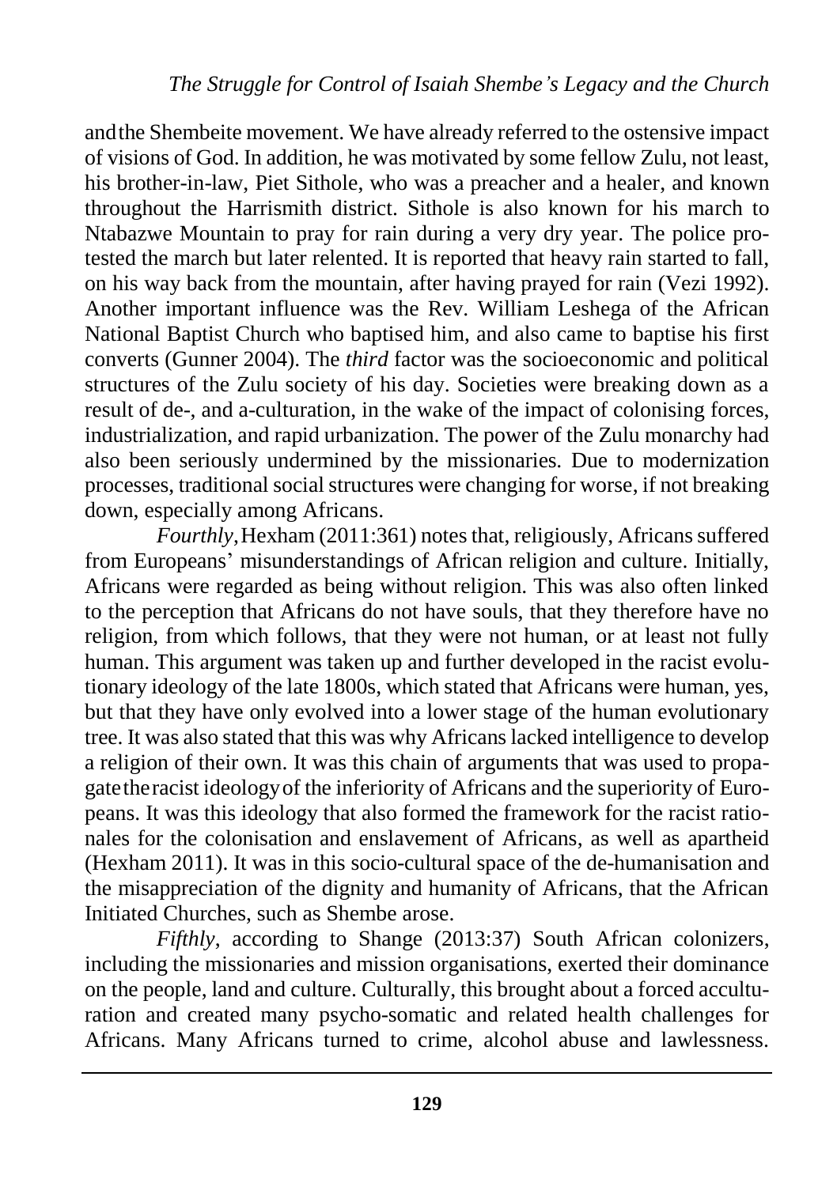and the Shembeite movement. We have already referred to the ostensive impact of visions of God. In addition, he was motivated by some fellow Zulu, not least, his brother-in-law, Piet Sithole, who was a preacher and a healer, and known throughout the Harrismith district. Sithole is also known for his march to Ntabazwe Mountain to pray for rain during a very dry year. The police protested the march but later relented. It is reported that heavy rain started to fall, on his way back from the mountain, after having prayed for rain (Vezi 1992). Another important influence was the Rev. William Leshega of the African National Baptist Church who baptised him, and also came to baptise his first converts (Gunner 2004). The *third* factor was the socioeconomic and political structures of the Zulu society of his day. Societies were breaking down as a result of de-, and a-culturation, in the wake of the impact of colonising forces, industrialization, and rapid urbanization. The power of the Zulu monarchy had also been seriously undermined by the missionaries. Due to modernization processes, traditional social structures were changing for worse, if not breaking down, especially among Africans.

*Fourthly*, Hexham (2011:361) notes that, religiously, Africans suffered from Europeans' misunderstandings of African religion and culture. Initially, Africans were regarded as being without religion. This was also often linked to the perception that Africans do not have souls, that they therefore have no religion, from which follows, that they were not human, or at least not fully human. This argument was taken up and further developed in the racist evolutionary ideology of the late 1800s, which stated that Africans were human, yes, but that they have only evolved into a lower stage of the human evolutionary tree. It was also stated that this was why Africans lacked intelligence to develop a religion of their own. It was this chain of arguments that was used to propagate the racist ideology of the inferiority of Africans and the superiority of Europeans. It was this ideology that also formed the framework for the racist rationales for the colonisation and enslavement of Africans, as well as apartheid (Hexham 2011). It was in this socio-cultural space of the de-humanisation and the misappreciation of the dignity and humanity of Africans, that the African Initiated Churches, such as Shembe arose.

*Fifthly*, according to Shange (2013:37) South African colonizers, including the missionaries and mission organisations, exerted their dominance on the people, land and culture. Culturally, this brought about a forced acculturation and created many psycho-somatic and related health challenges for Africans. Many Africans turned to crime, alcohol abuse and lawlessness.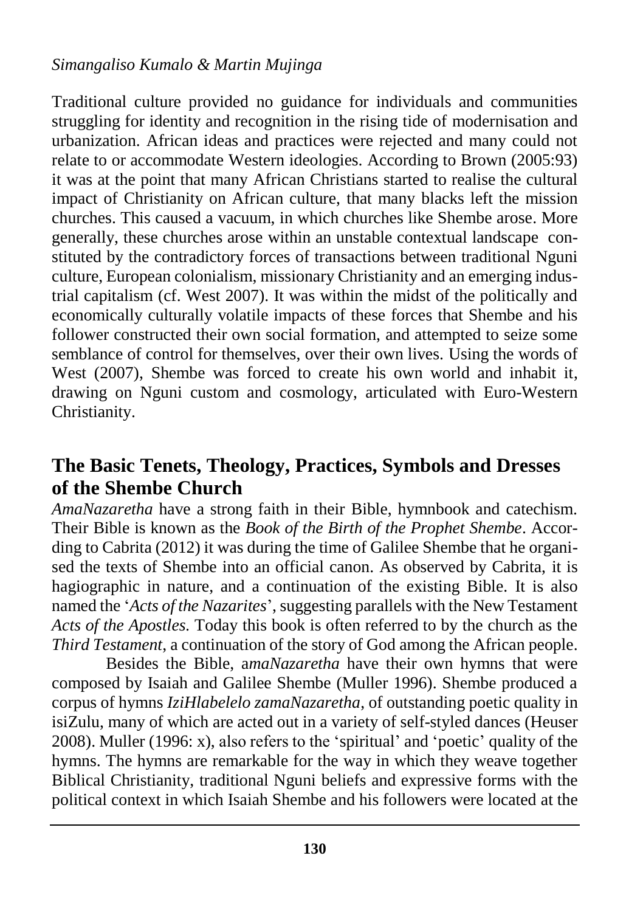Traditional culture provided no guidance for individuals and communities struggling for identity and recognition in the rising tide of modernisation and urbanization. African ideas and practices were rejected and many could not relate to or accommodate Western ideologies. According to Brown (2005:93) it was at the point that many African Christians started to realise the cultural impact of Christianity on African culture, that many blacks left the mission churches. This caused a vacuum, in which churches like Shembe arose. More generally, these churches arose within an unstable contextual landscape constituted by the contradictory forces of transactions between traditional Nguni culture, European colonialism, missionary Christianity and an emerging industrial capitalism (cf. West 2007). It was within the midst of the politically and economically culturally volatile impacts of these forces that Shembe and his follower constructed their own social formation, and attempted to seize some semblance of control for themselves, over their own lives. Using the words of West (2007), Shembe was forced to create his own world and inhabit it, drawing on Nguni custom and cosmology, articulated with Euro-Western Christianity.

## The Basic Tenets, Theology, Practices, Symbols and Dresses of the Shembe Church

*AmaNazaretha* have a strong faith in their Bible, hymnbook and catechism. Their Bible is known as the *Book of the Birth of the Prophet Shembe*. According to Cabrita (2012) it was during the time of Galilee Shembe that he organised the texts of Shembe into an official canon. As observed by Cabrita, it is hagiographic in nature, and a continuation of the existing Bible. It is also named the '*Acts of the Nazarites*', suggesting parallels with the New Testament *Acts of the Apostles.* Today this book is often referred to by the church as the *Third Testament*, a continuation of the story of God among the African people.

Besides the Bible, a*maNazaretha* have their own hymns that were composed by Isaiah and Galilee Shembe (Muller 1996). Shembe produced a corpus of hymns *IziHlabelelo zamaNazaretha*, of outstanding poetic quality in isiZulu, many of which are acted out in a variety of self-styled dances (Heuser 2008). Muller (1996: x), also refers to the 'spiritual' and 'poetic' quality of the hymns. The hymns are remarkable for the way in which they weave together Biblical Christianity, traditional Nguni beliefs and expressive forms with the political context in which Isaiah Shembe and his followers were located at the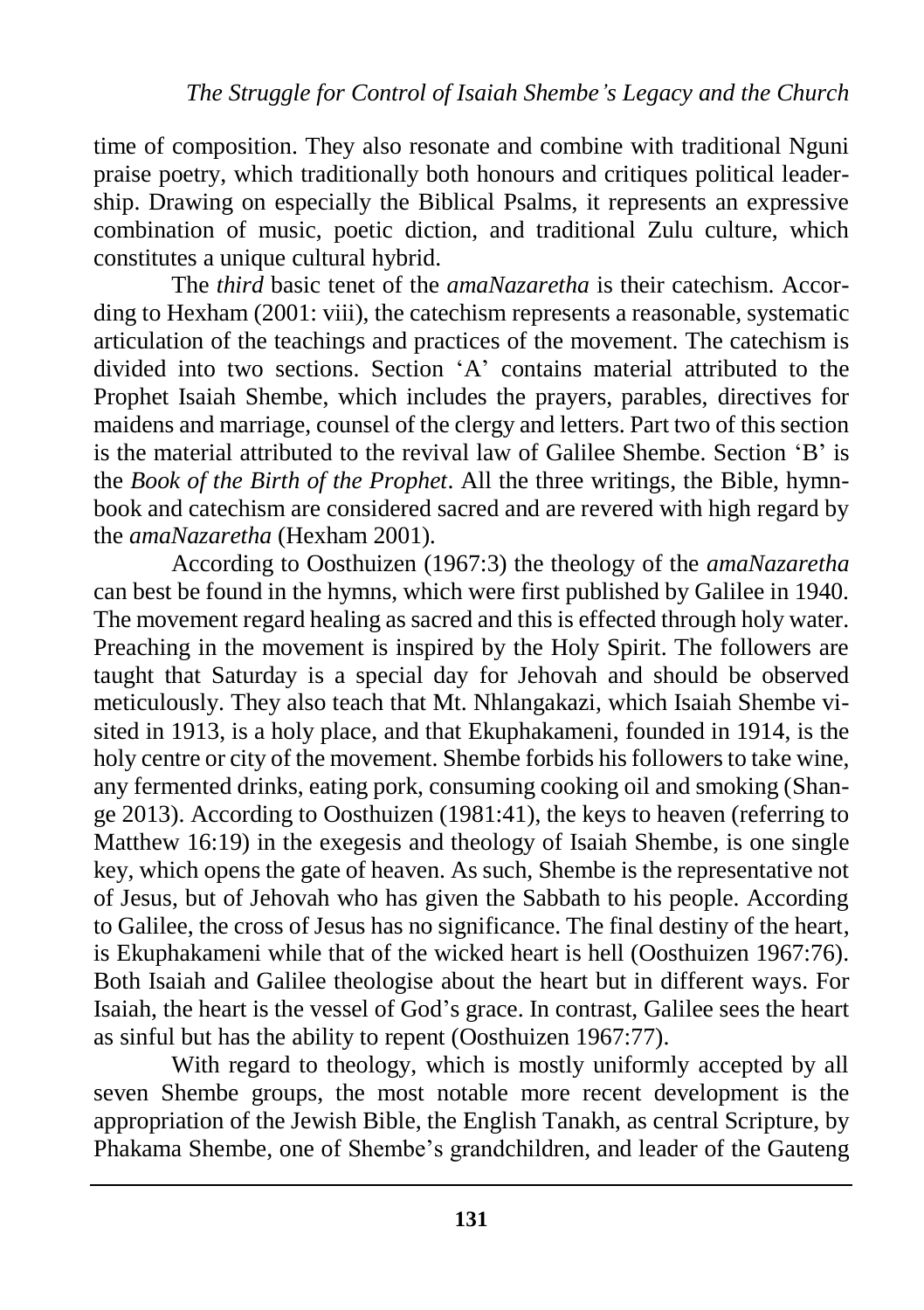time of composition. They also resonate and combine with traditional Nguni praise poetry, which traditionally both honours and critiques political leadership. Drawing on especially the Biblical Psalms, it represents an expressive combination of music, poetic diction, and traditional Zulu culture, which constitutes a unique cultural hybrid.

The *third* basic tenet of the *amaNazaretha* is their catechism. According to Hexham (2001: viii), the catechism represents a reasonable, systematic articulation of the teachings and practices of the movement. The catechism is divided into two sections. Section 'A' contains material attributed to the Prophet Isaiah Shembe, which includes the prayers, parables, directives for maidens and marriage, counsel of the clergy and letters. Part two of this section is the material attributed to the revival law of Galilee Shembe. Section 'B' is the *Book of the Birth of the Prophet*. All the three writings, the Bible, hymnbook and catechism are considered sacred and are revered with high regard by the *amaNazaretha* (Hexham 2001).

According to Oosthuizen (1967:3) the theology of the *amaNazaretha* can best be found in the hymns, which were first published by Galilee in 1940. The movement regard healing as sacred and this is effected through holy water. Preaching in the movement is inspired by the Holy Spirit. The followers are taught that Saturday is a special day for Jehovah and should be observed meticulously. They also teach that Mt. Nhlangakazi, which Isaiah Shembe visited in 1913, is a holy place, and that Ekuphakameni, founded in 1914, is the holy centre or city of the movement. Shembe forbids his followers to take wine, any fermented drinks, eating pork, consuming cooking oil and smoking (Shange 2013). According to Oosthuizen (1981:41), the keys to heaven (referring to Matthew 16:19) in the exegesis and theology of Isaiah Shembe, is one single key, which opens the gate of heaven. As such, Shembe is the representative not of Jesus, but of Jehovah who has given the Sabbath to his people. According to Galilee, the cross of Jesus has no significance. The final destiny of the heart, is Ekuphakameni while that of the wicked heart is hell (Oosthuizen 1967:76). Both Isaiah and Galilee theologise about the heart but in different ways. For Isaiah, the heart is the vessel of God's grace. In contrast, Galilee sees the heart as sinful but has the ability to repent (Oosthuizen 1967:77).

With regard to theology, which is mostly uniformly accepted by all seven Shembe groups, the most notable more recent development is the appropriation of the Jewish Bible, the English Tanakh, as central Scripture, by Phakama Shembe, one of Shembe's grandchildren, and leader of the Gauteng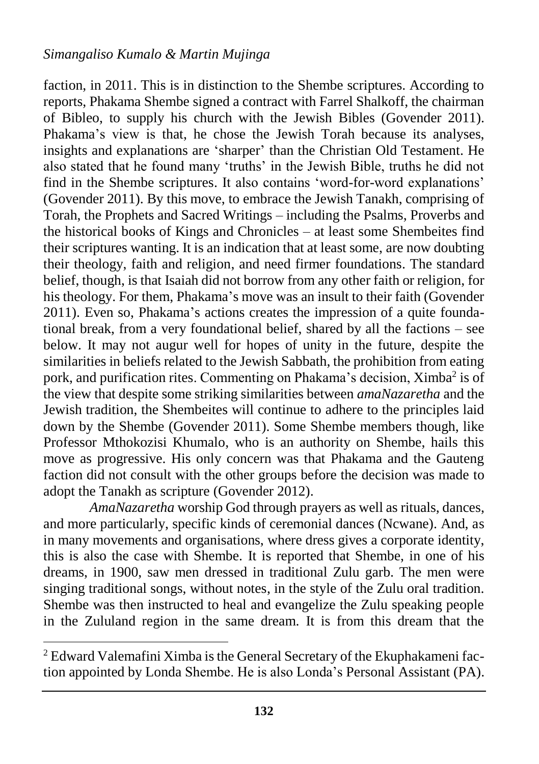faction, in 2011. This is in distinction to the Shembe scriptures. According to reports, Phakama Shembe signed a contract with Farrel Shalkoff, the chairman of Bibleo, to supply his church with the Jewish Bibles (Govender 2011). Phakama's view is that, he chose the Jewish Torah because its analyses, insights and explanations are 'sharper' than the Christian Old Testament. He also stated that he found many 'truths' in the Jewish Bible, truths he did not find in the Shembe scriptures. It also contains 'word-for-word explanations' (Govender 2011). By this move, to embrace the Jewish Tanakh, comprising of Torah, the Prophets and Sacred Writings – including the Psalms, Proverbs and the historical books of Kings and Chronicles – at least some Shembeites find their scriptures wanting. It is an indication that at least some, are now doubting their theology, faith and religion, and need firmer foundations. The standard belief, though, is that Isaiah did not borrow from any other faith or religion, for his theology. For them, Phakama's move was an insult to their faith (Govender 2011). Even so, Phakama's actions creates the impression of a quite foundational break, from a very foundational belief, shared by all the factions – see below. It may not augur well for hopes of unity in the future, despite the similarities in beliefs related to the Jewish Sabbath, the prohibition from eating pork, and purification rites. Commenting on Phakama's decision, Ximba[2] is of the view that despite some striking similarities between *amaNazaretha* and the Jewish tradition, the Shembeites will continue to adhere to the principles laid down by the Shembe (Govender 2011). Some Shembe members though, like Professor Mthokozisi Khumalo, who is an authority on Shembe, hails this move as progressive. His only concern was that Phakama and the Gauteng faction did not consult with the other groups before the decision was made to adopt the Tanakh as scripture (Govender 2012).

*AmaNazaretha* worship God through prayers as well as rituals, dances, and more particularly, specific kinds of ceremonial dances (Ncwane). And, as in many movements and organisations, where dress gives a corporate identity, this is also the case with Shembe. It is reported that Shembe, in one of his dreams, in 1900, saw men dressed in traditional Zulu garb. The men were singing traditional songs, without notes, in the style of the Zulu oral tradition. Shembe was then instructed to heal and evangelize the Zulu speaking people in the Zululand region in the same dream. It is from this dream that the

[2] Edward Valemafini Ximba is the General Secretary of the Ekuphakameni faction appointed by Londa Shembe. He is also Londa's Personal Assistant (PA).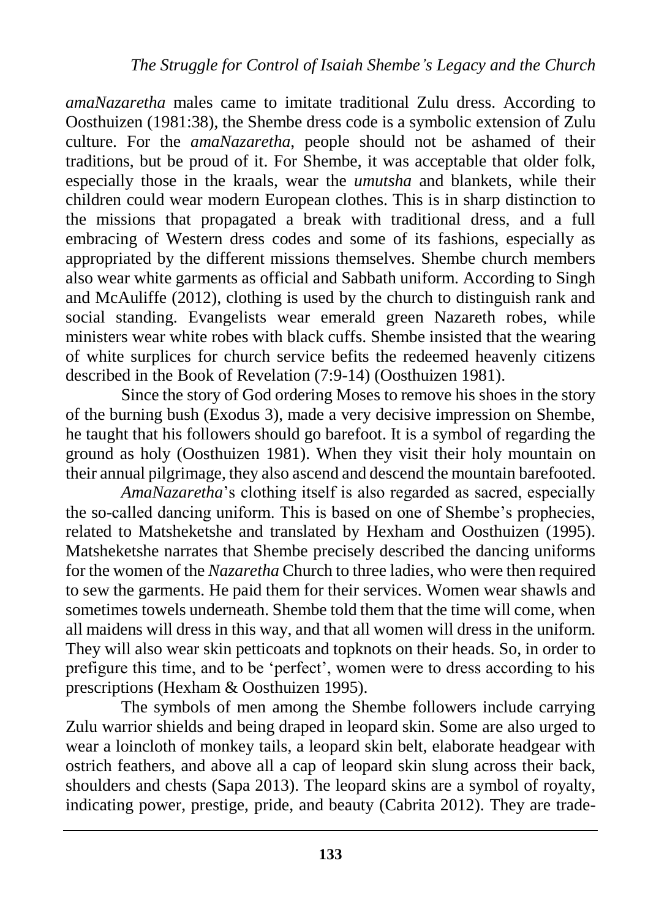*amaNazaretha* males came to imitate traditional Zulu dress. According to Oosthuizen (1981:38), the Shembe dress code is a symbolic extension of Zulu culture. For the *amaNazaretha*, people should not be ashamed of their traditions, but be proud of it. For Shembe, it was acceptable that older folk, especially those in the kraals, wear the *umutsha* and blankets, while their children could wear modern European clothes. This is in sharp distinction to the missions that propagated a break with traditional dress, and a full embracing of Western dress codes and some of its fashions, especially as appropriated by the different missions themselves. Shembe church members also wear white garments as official and Sabbath uniform. According to Singh and McAuliffe (2012), clothing is used by the church to distinguish rank and social standing. Evangelists wear emerald green Nazareth robes, while ministers wear white robes with black cuffs. Shembe insisted that the wearing of white surplices for church service befits the redeemed heavenly citizens described in the Book of Revelation (7:9-14) (Oosthuizen 1981).

Since the story of God ordering Moses to remove his shoes in the story of the burning bush (Exodus 3), made a very decisive impression on Shembe, he taught that his followers should go barefoot. It is a symbol of regarding the ground as holy (Oosthuizen 1981). When they visit their holy mountain on their annual pilgrimage, they also ascend and descend the mountain barefooted.

*AmaNazaretha*'s clothing itself is also regarded as sacred, especially the so-called dancing uniform. This is based on one of Shembe's prophecies, related to Matsheketshe and translated by Hexham and Oosthuizen (1995). Matsheketshe narrates that Shembe precisely described the dancing uniforms for the women of the *Nazaretha* Church to three ladies, who were then required to sew the garments. He paid them for their services. Women wear shawls and sometimes towels underneath. Shembe told them that the time will come, when all maidens will dress in this way, and that all women will dress in the uniform. They will also wear skin petticoats and topknots on their heads. So, in order to prefigure this time, and to be 'perfect', women were to dress according to his prescriptions (Hexham & Oosthuizen 1995).

The symbols of men among the Shembe followers include carrying Zulu warrior shields and being draped in leopard skin. Some are also urged to wear a loincloth of monkey tails, a leopard skin belt, elaborate headgear with ostrich feathers, and above all a cap of leopard skin slung across their back, shoulders and chests (Sapa 2013). The leopard skins are a symbol of royalty, indicating power, prestige, pride, and beauty (Cabrita 2012). They are trade-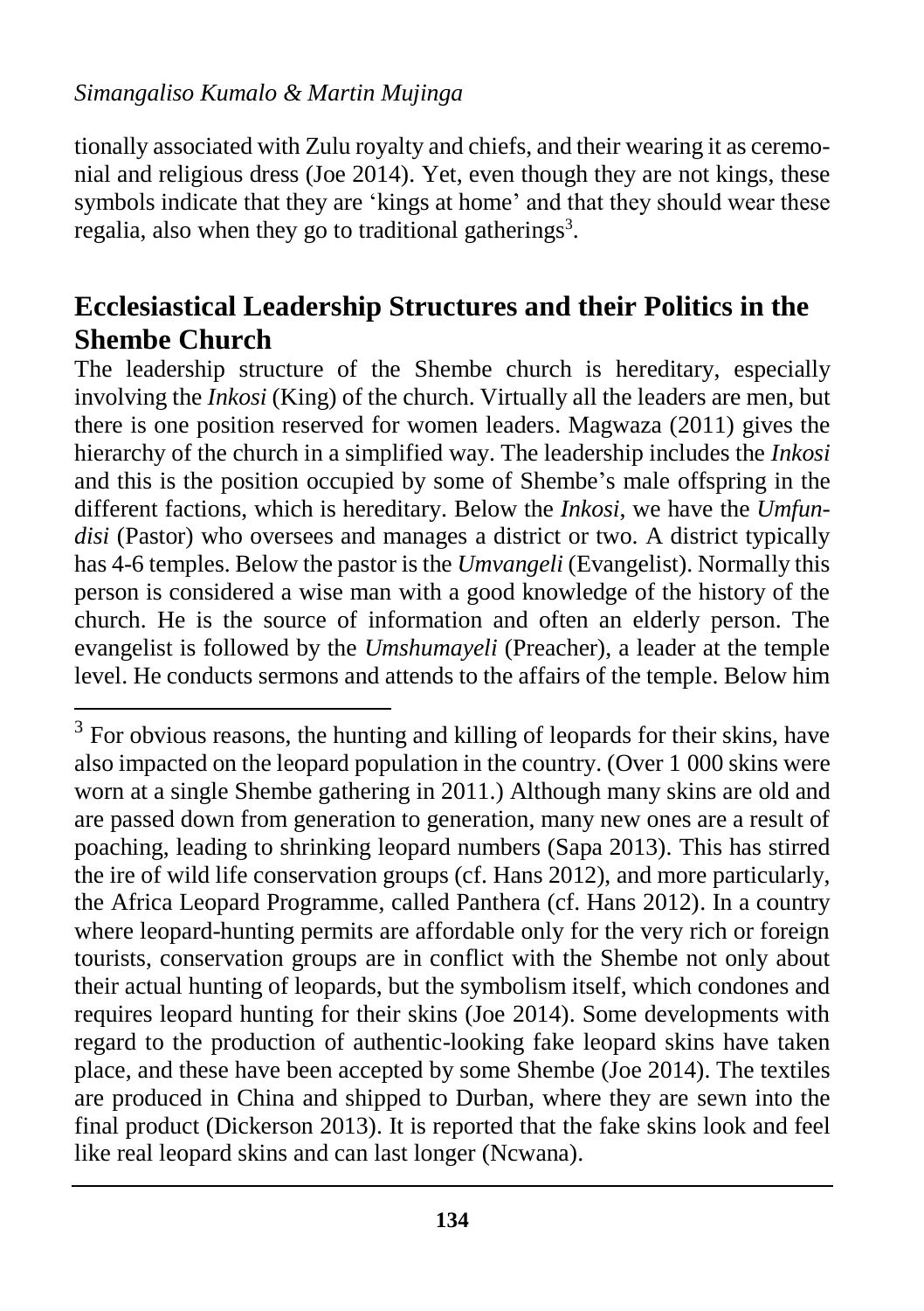tionally associated with Zulu royalty and chiefs, and their wearing it as ceremonial and religious dress (Joe 2014). Yet, even though they are not kings, these symbols indicate that they are 'kings at home' and that they should wear these regalia, also when they go to traditional gatherings[3].

## Ecclesiastical Leadership Structures and their Politics in the Shembe Church

The leadership structure of the Shembe church is hereditary, especially involving the *Inkosi* (King) of the church. Virtually all the leaders are men, but there is one position reserved for women leaders. Magwaza (2011) gives the hierarchy of the church in a simplified way. The leadership includes the *Inkosi* and this is the position occupied by some of Shembe's male offspring in the different factions, which is hereditary. Below the *Inkosi*, we have the *Umfundisi* (Pastor) who oversees and manages a district or two. A district typically has 4-6 temples. Below the pastor is the *Umvangeli* (Evangelist). Normally this person is considered a wise man with a good knowledge of the history of the church. He is the source of information and often an elderly person. The evangelist is followed by the *Umshumayeli* (Preacher), a leader at the temple level. He conducts sermons and attends to the affairs of the temple. Below him

---

[3] For obvious reasons, the hunting and killing of leopards for their skins, have also impacted on the leopard population in the country. (Over 1 000 skins were worn at a single Shembe gathering in 2011.) Although many skins are old and are passed down from generation to generation, many new ones are a result of poaching, leading to shrinking leopard numbers (Sapa 2013). This has stirred the ire of wild life conservation groups (cf. Hans 2012), and more particularly, the Africa Leopard Programme, called Panthera (cf. Hans 2012). In a country where leopard-hunting permits are affordable only for the very rich or foreign tourists, conservation groups are in conflict with the Shembe not only about their actual hunting of leopards, but the symbolism itself, which condones and requires leopard hunting for their skins (Joe 2014). Some developments with regard to the production of authentic-looking fake leopard skins have taken place, and these have been accepted by some Shembe (Joe 2014). The textiles are produced in China and shipped to Durban, where they are sewn into the final product (Dickerson 2013). It is reported that the fake skins look and feel like real leopard skins and can last longer (Ncwana).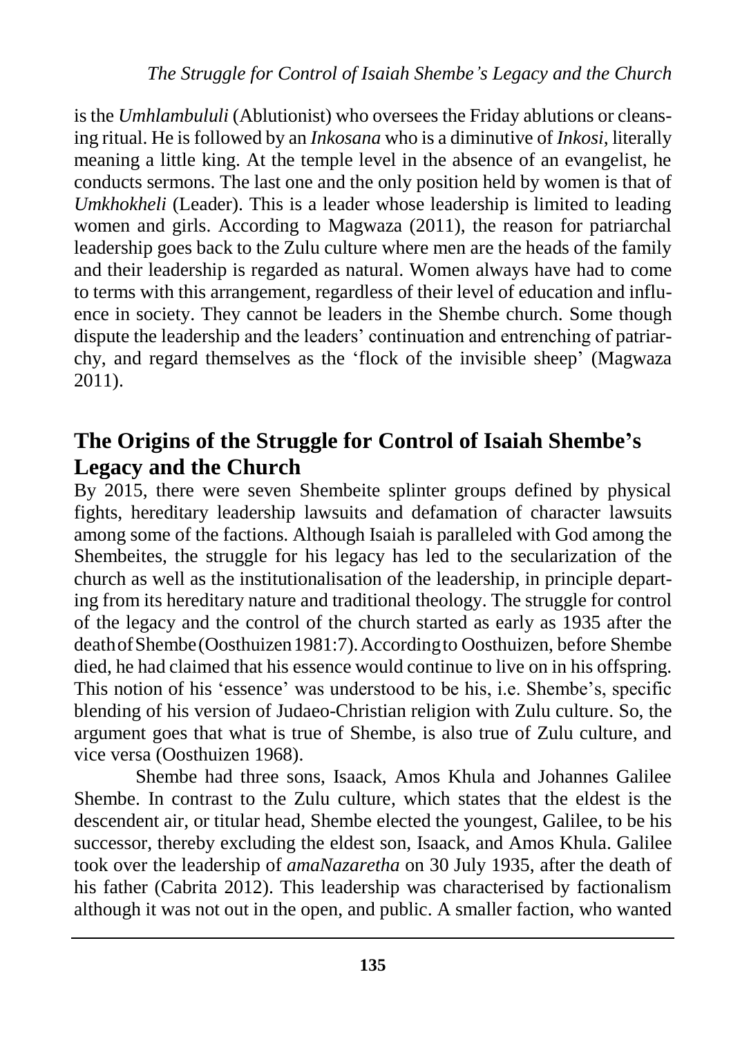is the *Umhlambululi* (Ablutionist) who oversees the Friday ablutions or cleansing ritual. He is followed by an *Inkosana* who is a diminutive of *Inkosi*, literally meaning a little king. At the temple level in the absence of an evangelist, he conducts sermons. The last one and the only position held by women is that of *Umkhokheli* (Leader). This is a leader whose leadership is limited to leading women and girls. According to Magwaza (2011), the reason for patriarchal leadership goes back to the Zulu culture where men are the heads of the family and their leadership is regarded as natural. Women always have had to come to terms with this arrangement, regardless of their level of education and influence in society. They cannot be leaders in the Shembe church. Some though dispute the leadership and the leaders' continuation and entrenching of patriarchy, and regard themselves as the 'flock of the invisible sheep' (Magwaza 2011).

## The Origins of the Struggle for Control of Isaiah Shembe's Legacy and the Church

By 2015, there were seven Shembeite splinter groups defined by physical fights, hereditary leadership lawsuits and defamation of character lawsuits among some of the factions. Although Isaiah is paralleled with God among the Shembeites, the struggle for his legacy has led to the secularization of the church as well as the institutionalisation of the leadership, in principle departing from its hereditary nature and traditional theology. The struggle for control of the legacy and the control of the church started as early as 1935 after the death of Shembe (Oosthuizen 1981:7). According to Oosthuizen, before Shembe died, he had claimed that his essence would continue to live on in his offspring. This notion of his 'essence' was understood to be his, i.e. Shembe's, specific blending of his version of Judaeo-Christian religion with Zulu culture. So, the argument goes that what is true of Shembe, is also true of Zulu culture, and vice versa (Oosthuizen 1968).

Shembe had three sons, Isaack, Amos Khula and Johannes Galilee Shembe. In contrast to the Zulu culture, which states that the eldest is the descendent air, or titular head, Shembe elected the youngest, Galilee, to be his successor, thereby excluding the eldest son, Isaack, and Amos Khula. Galilee took over the leadership of *amaNazaretha* on 30 July 1935, after the death of his father (Cabrita 2012). This leadership was characterised by factionalism although it was not out in the open, and public. A smaller faction, who wanted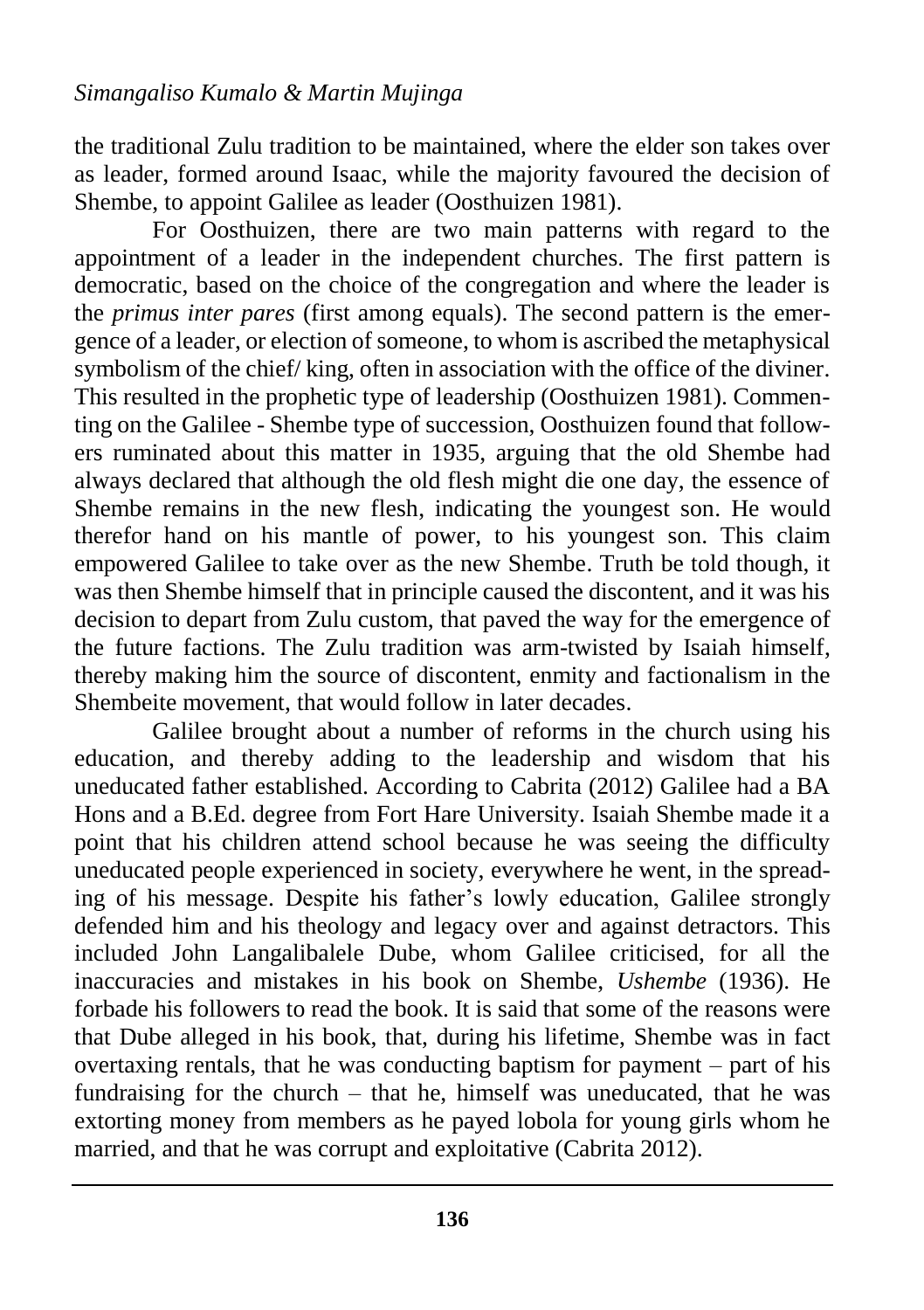the traditional Zulu tradition to be maintained, where the elder son takes over as leader, formed around Isaac, while the majority favoured the decision of Shembe, to appoint Galilee as leader (Oosthuizen 1981).

For Oosthuizen, there are two main patterns with regard to the appointment of a leader in the independent churches. The first pattern is democratic, based on the choice of the congregation and where the leader is the *primus inter pares* (first among equals). The second pattern is the emergence of a leader, or election of someone, to whom is ascribed the metaphysical symbolism of the chief/ king, often in association with the office of the diviner. This resulted in the prophetic type of leadership (Oosthuizen 1981). Commenting on the Galilee - Shembe type of succession, Oosthuizen found that followers ruminated about this matter in 1935, arguing that the old Shembe had always declared that although the old flesh might die one day, the essence of Shembe remains in the new flesh, indicating the youngest son. He would therefor hand on his mantle of power, to his youngest son. This claim empowered Galilee to take over as the new Shembe. Truth be told though, it was then Shembe himself that in principle caused the discontent, and it was his decision to depart from Zulu custom, that paved the way for the emergence of the future factions. The Zulu tradition was arm-twisted by Isaiah himself, thereby making him the source of discontent, enmity and factionalism in the Shembeite movement, that would follow in later decades.

Galilee brought about a number of reforms in the church using his education, and thereby adding to the leadership and wisdom that his uneducated father established. According to Cabrita (2012) Galilee had a BA Hons and a B.Ed. degree from Fort Hare University. Isaiah Shembe made it a point that his children attend school because he was seeing the difficulty uneducated people experienced in society, everywhere he went, in the spreading of his message. Despite his father's lowly education, Galilee strongly defended him and his theology and legacy over and against detractors. This included John Langalibalele Dube, whom Galilee criticised, for all the inaccuracies and mistakes in his book on Shembe, *Ushembe* (1936). He forbade his followers to read the book. It is said that some of the reasons were that Dube alleged in his book, that, during his lifetime, Shembe was in fact overtaxing rentals, that he was conducting baptism for payment – part of his fundraising for the church – that he, himself was uneducated, that he was extorting money from members as he payed lobola for young girls whom he married, and that he was corrupt and exploitative (Cabrita 2012).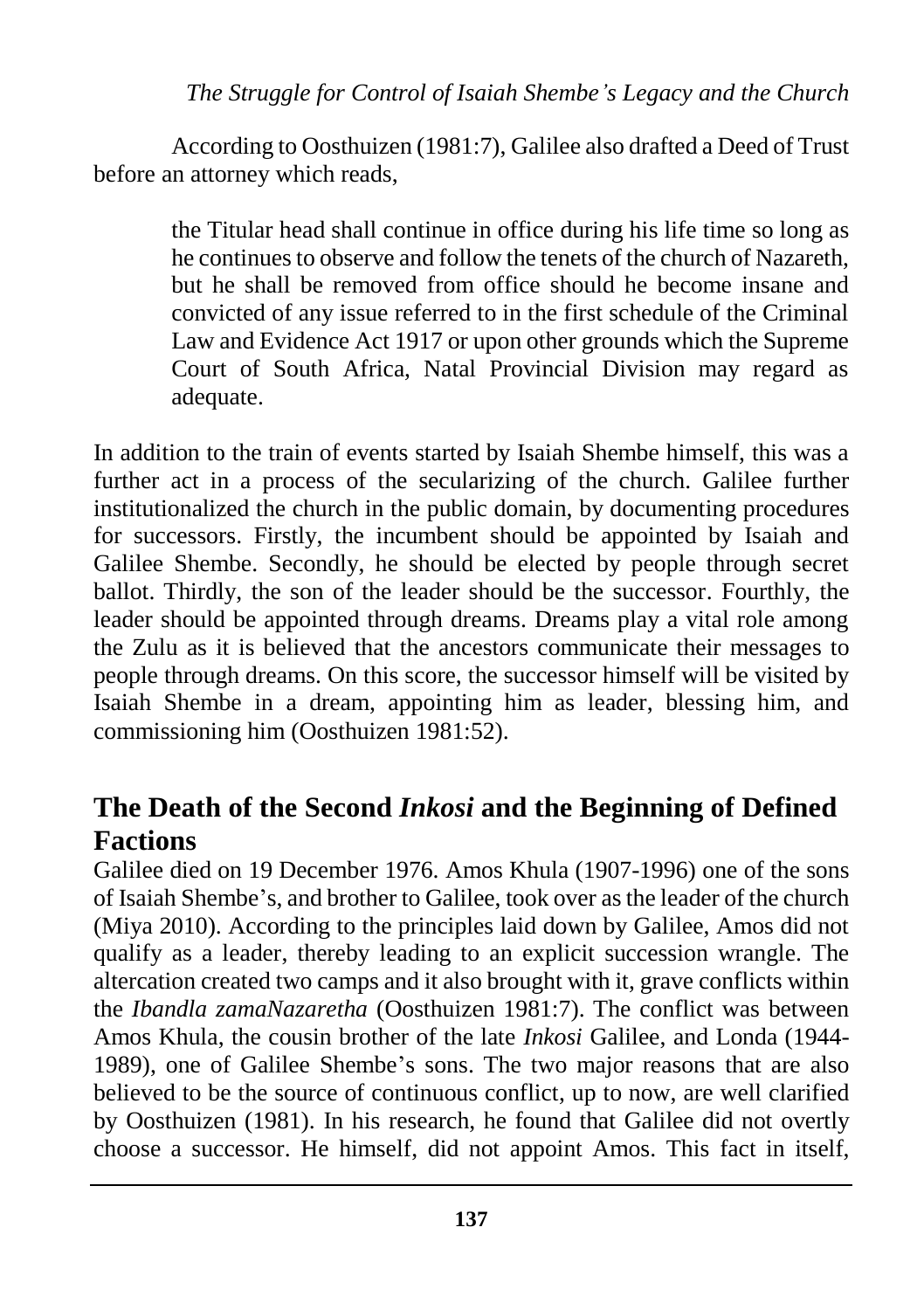According to Oosthuizen (1981:7), Galilee also drafted a Deed of Trust before an attorney which reads,

> the Titular head shall continue in office during his life time so long as he continues to observe and follow the tenets of the church of Nazareth, but he shall be removed from office should he become insane and convicted of any issue referred to in the first schedule of the Criminal Law and Evidence Act 1917 or upon other grounds which the Supreme Court of South Africa, Natal Provincial Division may regard as adequate.

In addition to the train of events started by Isaiah Shembe himself, this was a further act in a process of the secularizing of the church. Galilee further institutionalized the church in the public domain, by documenting procedures for successors. Firstly, the incumbent should be appointed by Isaiah and Galilee Shembe. Secondly, he should be elected by people through secret ballot. Thirdly, the son of the leader should be the successor. Fourthly, the leader should be appointed through dreams. Dreams play a vital role among the Zulu as it is believed that the ancestors communicate their messages to people through dreams. On this score, the successor himself will be visited by Isaiah Shembe in a dream, appointing him as leader, blessing him, and commissioning him (Oosthuizen 1981:52).

## The Death of the Second *Inkosi* and the Beginning of Defined Factions

Galilee died on 19 December 1976. Amos Khula (1907-1996) one of the sons of Isaiah Shembe's, and brother to Galilee, took over as the leader of the church (Miya 2010). According to the principles laid down by Galilee, Amos did not qualify as a leader, thereby leading to an explicit succession wrangle. The altercation created two camps and it also brought with it, grave conflicts within the *Ibandla zamaNazaretha* (Oosthuizen 1981:7). The conflict was between Amos Khula, the cousin brother of the late *Inkosi* Galilee, and Londa (1944-1989), one of Galilee Shembe's sons. The two major reasons that are also believed to be the source of continuous conflict, up to now, are well clarified by Oosthuizen (1981). In his research, he found that Galilee did not overtly choose a successor. He himself, did not appoint Amos. This fact in itself,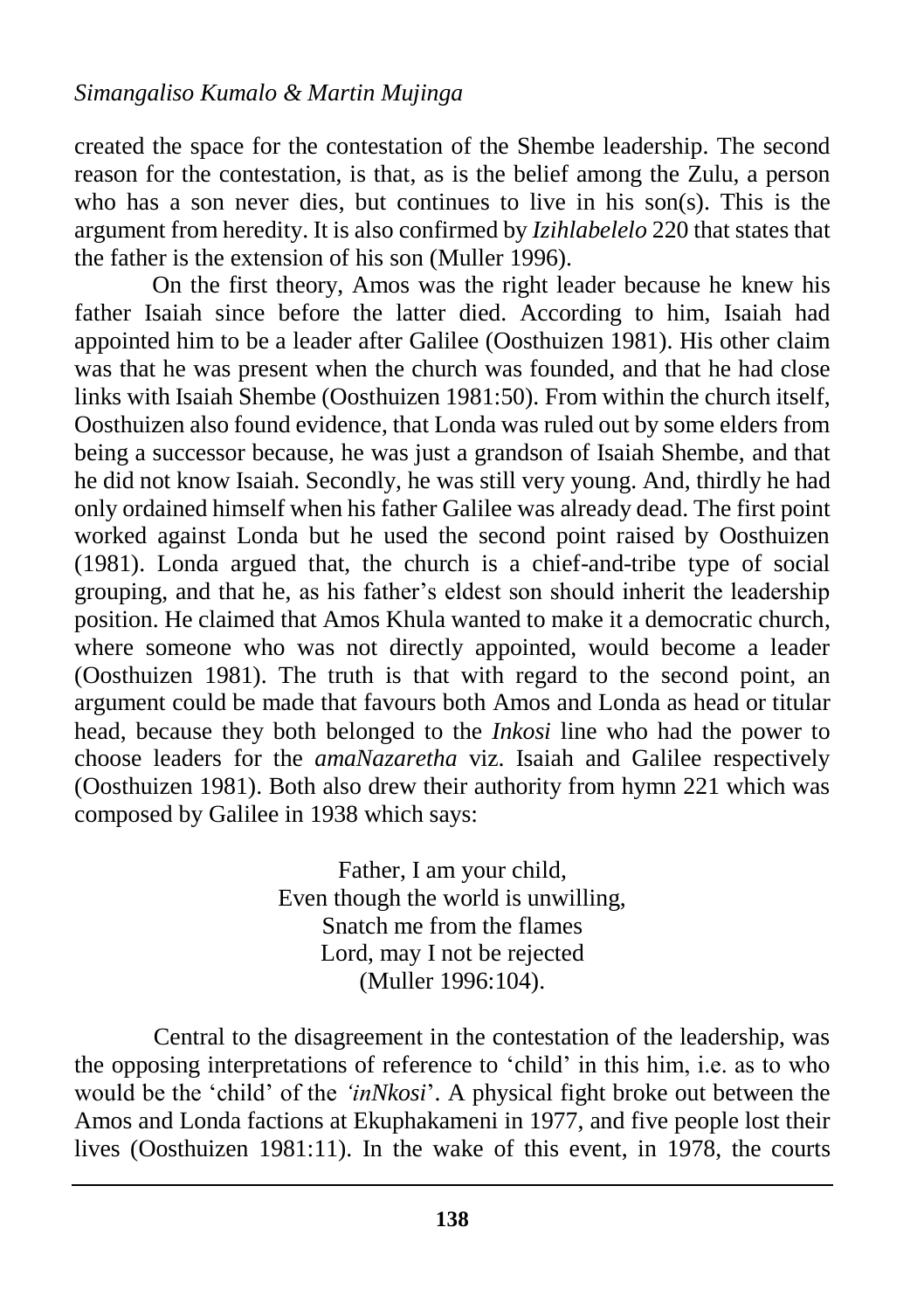created the space for the contestation of the Shembe leadership. The second reason for the contestation, is that, as is the belief among the Zulu, a person who has a son never dies, but continues to live in his son(s). This is the argument from heredity. It is also confirmed by *Izihlabelelo* 220 that states that the father is the extension of his son (Muller 1996).

On the first theory, Amos was the right leader because he knew his father Isaiah since before the latter died. According to him, Isaiah had appointed him to be a leader after Galilee (Oosthuizen 1981). His other claim was that he was present when the church was founded, and that he had close links with Isaiah Shembe (Oosthuizen 1981:50). From within the church itself, Oosthuizen also found evidence, that Londa was ruled out by some elders from being a successor because, he was just a grandson of Isaiah Shembe, and that he did not know Isaiah. Secondly, he was still very young. And, thirdly he had only ordained himself when his father Galilee was already dead. The first point worked against Londa but he used the second point raised by Oosthuizen (1981). Londa argued that, the church is a chief-and-tribe type of social grouping, and that he, as his father's eldest son should inherit the leadership position. He claimed that Amos Khula wanted to make it a democratic church, where someone who was not directly appointed, would become a leader (Oosthuizen 1981). The truth is that with regard to the second point, an argument could be made that favours both Amos and Londa as head or titular head, because they both belonged to the *Inkosi* line who had the power to choose leaders for the *amaNazaretha* viz. Isaiah and Galilee respectively (Oosthuizen 1981). Both also drew their authority from hymn 221 which was composed by Galilee in 1938 which says:

> Father, I am your child,
> Even though the world is unwilling,
> Snatch me from the flames
> Lord, may I not be rejected
> (Muller 1996:104).

Central to the disagreement in the contestation of the leadership, was the opposing interpretations of reference to 'child' in this him, i.e. as to who would be the 'child' of the *'inNkosi*'. A physical fight broke out between the Amos and Londa factions at Ekuphakameni in 1977, and five people lost their lives (Oosthuizen 1981:11). In the wake of this event, in 1978, the courts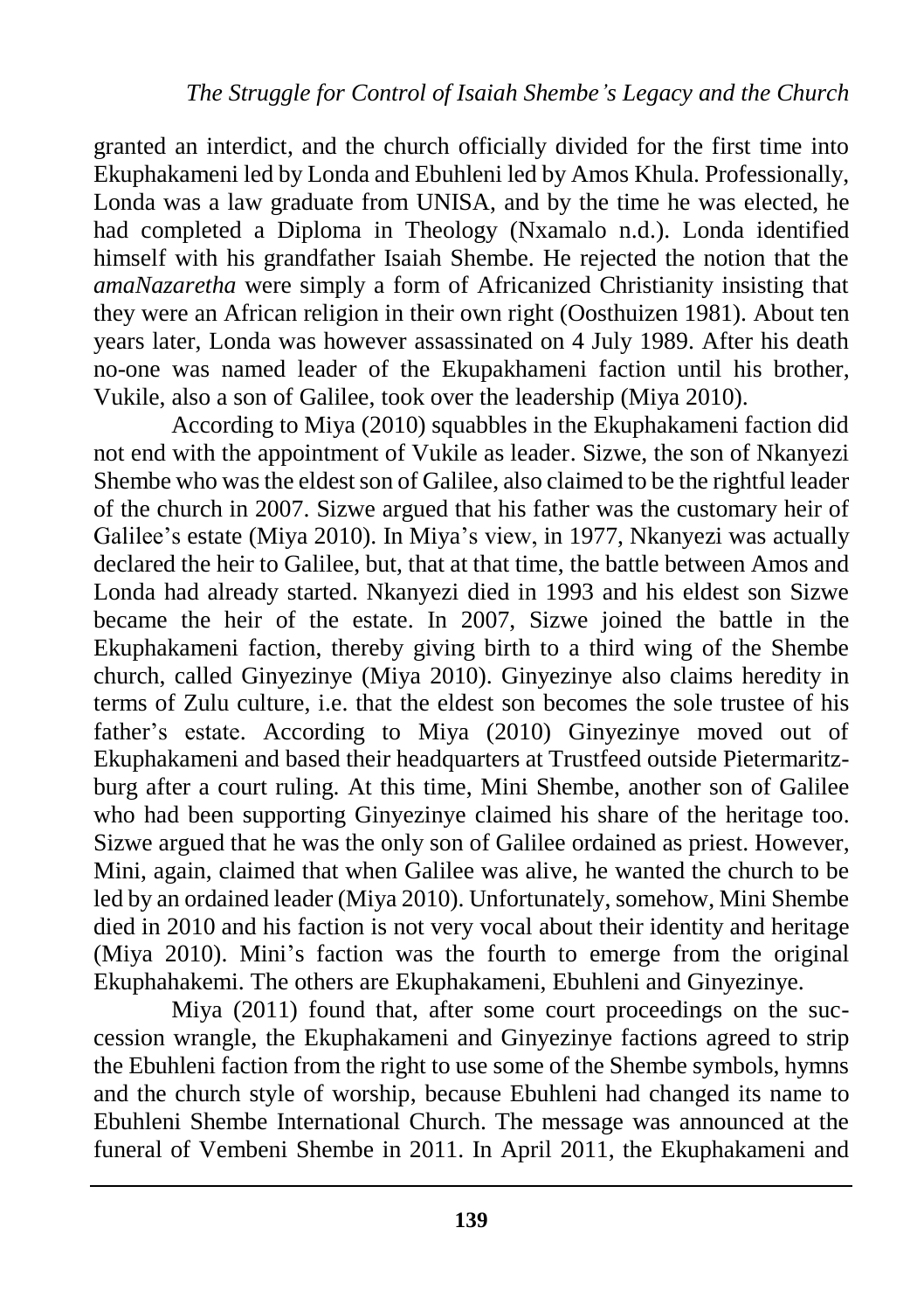granted an interdict, and the church officially divided for the first time into Ekuphakameni led by Londa and Ebuhleni led by Amos Khula. Professionally, Londa was a law graduate from UNISA, and by the time he was elected, he had completed a Diploma in Theology (Nxamalo n.d.). Londa identified himself with his grandfather Isaiah Shembe. He rejected the notion that the *amaNazaretha* were simply a form of Africanized Christianity insisting that they were an African religion in their own right (Oosthuizen 1981). About ten years later, Londa was however assassinated on 4 July 1989. After his death no-one was named leader of the Ekupakhameni faction until his brother, Vukile, also a son of Galilee, took over the leadership (Miya 2010).

According to Miya (2010) squabbles in the Ekuphakameni faction did not end with the appointment of Vukile as leader. Sizwe, the son of Nkanyezi Shembe who was the eldest son of Galilee, also claimed to be the rightful leader of the church in 2007. Sizwe argued that his father was the customary heir of Galilee's estate (Miya 2010). In Miya's view, in 1977, Nkanyezi was actually declared the heir to Galilee, but, that at that time, the battle between Amos and Londa had already started. Nkanyezi died in 1993 and his eldest son Sizwe became the heir of the estate. In 2007, Sizwe joined the battle in the Ekuphakameni faction, thereby giving birth to a third wing of the Shembe church, called Ginyezinye (Miya 2010). Ginyezinye also claims heredity in terms of Zulu culture, i.e. that the eldest son becomes the sole trustee of his father's estate. According to Miya (2010) Ginyezinye moved out of Ekuphakameni and based their headquarters at Trustfeed outside Pietermaritzburg after a court ruling. At this time, Mini Shembe, another son of Galilee who had been supporting Ginyezinye claimed his share of the heritage too. Sizwe argued that he was the only son of Galilee ordained as priest. However, Mini, again, claimed that when Galilee was alive, he wanted the church to be led by an ordained leader (Miya 2010). Unfortunately, somehow, Mini Shembe died in 2010 and his faction is not very vocal about their identity and heritage (Miya 2010). Mini's faction was the fourth to emerge from the original Ekuphahakemi. The others are Ekuphakameni, Ebuhleni and Ginyezinye.

Miya (2011) found that, after some court proceedings on the succession wrangle, the Ekuphakameni and Ginyezinye factions agreed to strip the Ebuhleni faction from the right to use some of the Shembe symbols, hymns and the church style of worship, because Ebuhleni had changed its name to Ebuhleni Shembe International Church. The message was announced at the funeral of Vembeni Shembe in 2011. In April 2011, the Ekuphakameni and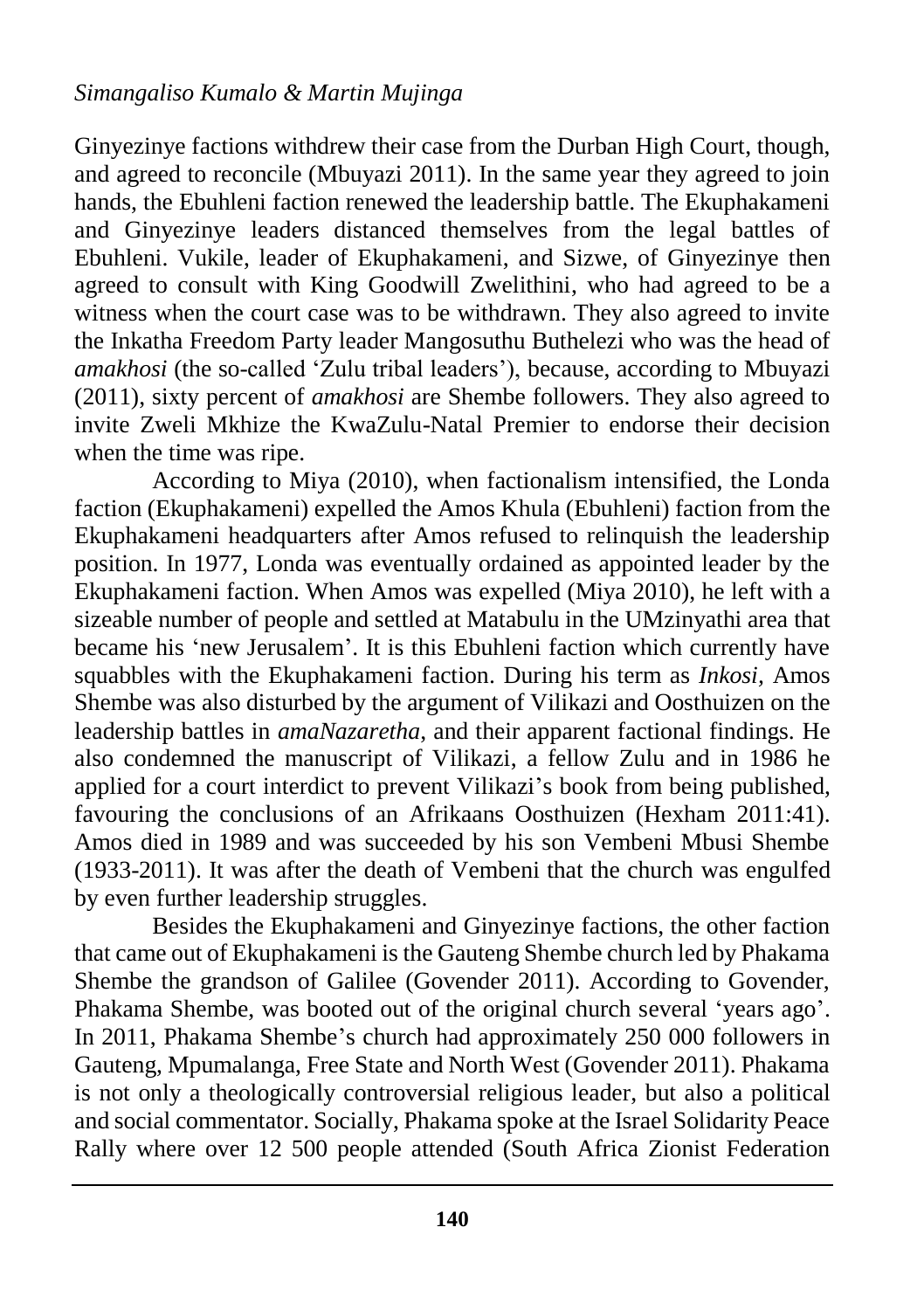Ginyezinye factions withdrew their case from the Durban High Court, though, and agreed to reconcile (Mbuyazi 2011). In the same year they agreed to join hands, the Ebuhleni faction renewed the leadership battle. The Ekuphakameni and Ginyezinye leaders distanced themselves from the legal battles of Ebuhleni. Vukile, leader of Ekuphakameni, and Sizwe, of Ginyezinye then agreed to consult with King Goodwill Zwelithini, who had agreed to be a witness when the court case was to be withdrawn. They also agreed to invite the Inkatha Freedom Party leader Mangosuthu Buthelezi who was the head of *amakhosi* (the so-called 'Zulu tribal leaders'), because, according to Mbuyazi (2011), sixty percent of *amakhosi* are Shembe followers. They also agreed to invite Zweli Mkhize the KwaZulu-Natal Premier to endorse their decision when the time was ripe.

According to Miya (2010), when factionalism intensified, the Londa faction (Ekuphakameni) expelled the Amos Khula (Ebuhleni) faction from the Ekuphakameni headquarters after Amos refused to relinquish the leadership position. In 1977, Londa was eventually ordained as appointed leader by the Ekuphakameni faction. When Amos was expelled (Miya 2010), he left with a sizeable number of people and settled at Matabulu in the UMzinyathi area that became his 'new Jerusalem'. It is this Ebuhleni faction which currently have squabbles with the Ekuphakameni faction. During his term as *Inkosi*, Amos Shembe was also disturbed by the argument of Vilikazi and Oosthuizen on the leadership battles in *amaNazaretha*, and their apparent factional findings. He also condemned the manuscript of Vilikazi, a fellow Zulu and in 1986 he applied for a court interdict to prevent Vilikazi's book from being published, favouring the conclusions of an Afrikaans Oosthuizen (Hexham 2011:41). Amos died in 1989 and was succeeded by his son Vembeni Mbusi Shembe (1933-2011). It was after the death of Vembeni that the church was engulfed by even further leadership struggles.

Besides the Ekuphakameni and Ginyezinye factions, the other faction that came out of Ekuphakameni is the Gauteng Shembe church led by Phakama Shembe the grandson of Galilee (Govender 2011). According to Govender, Phakama Shembe, was booted out of the original church several 'years ago'. In 2011, Phakama Shembe's church had approximately 250 000 followers in Gauteng, Mpumalanga, Free State and North West (Govender 2011). Phakama is not only a theologically controversial religious leader, but also a political and social commentator. Socially, Phakama spoke at the Israel Solidarity Peace Rally where over 12 500 people attended (South Africa Zionist Federation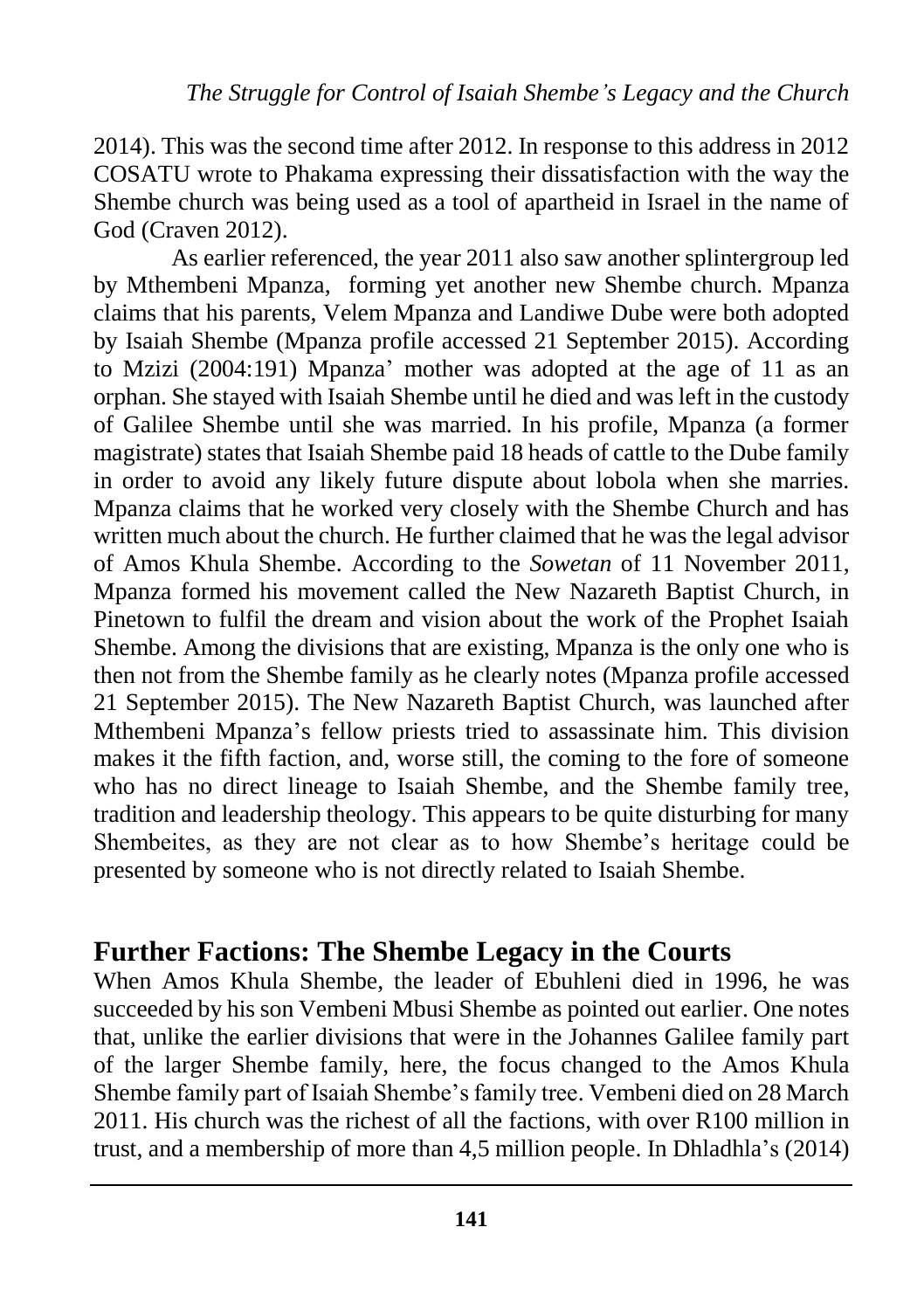2014). This was the second time after 2012. In response to this address in 2012 COSATU wrote to Phakama expressing their dissatisfaction with the way the Shembe church was being used as a tool of apartheid in Israel in the name of God (Craven 2012).

As earlier referenced, the year 2011 also saw another splintergroup led by Mthembeni Mpanza, forming yet another new Shembe church. Mpanza claims that his parents, Velem Mpanza and Landiwe Dube were both adopted by Isaiah Shembe (Mpanza profile accessed 21 September 2015). According to Mzizi (2004:191) Mpanza' mother was adopted at the age of 11 as an orphan. She stayed with Isaiah Shembe until he died and was left in the custody of Galilee Shembe until she was married. In his profile, Mpanza (a former magistrate) states that Isaiah Shembe paid 18 heads of cattle to the Dube family in order to avoid any likely future dispute about lobola when she marries. Mpanza claims that he worked very closely with the Shembe Church and has written much about the church. He further claimed that he was the legal advisor of Amos Khula Shembe. According to the *Sowetan* of 11 November 2011, Mpanza formed his movement called the New Nazareth Baptist Church, in Pinetown to fulfil the dream and vision about the work of the Prophet Isaiah Shembe. Among the divisions that are existing, Mpanza is the only one who is then not from the Shembe family as he clearly notes (Mpanza profile accessed 21 September 2015). The New Nazareth Baptist Church, was launched after Mthembeni Mpanza's fellow priests tried to assassinate him. This division makes it the fifth faction, and, worse still, the coming to the fore of someone who has no direct lineage to Isaiah Shembe, and the Shembe family tree, tradition and leadership theology. This appears to be quite disturbing for many Shembeites, as they are not clear as to how Shembe's heritage could be presented by someone who is not directly related to Isaiah Shembe.

## Further Factions: The Shembe Legacy in the Courts

When Amos Khula Shembe, the leader of Ebuhleni died in 1996, he was succeeded by his son Vembeni Mbusi Shembe as pointed out earlier. One notes that, unlike the earlier divisions that were in the Johannes Galilee family part of the larger Shembe family, here, the focus changed to the Amos Khula Shembe family part of Isaiah Shembe's family tree. Vembeni died on 28 March 2011. His church was the richest of all the factions, with over R100 million in trust, and a membership of more than 4,5 million people. In Dhladhla's (2014)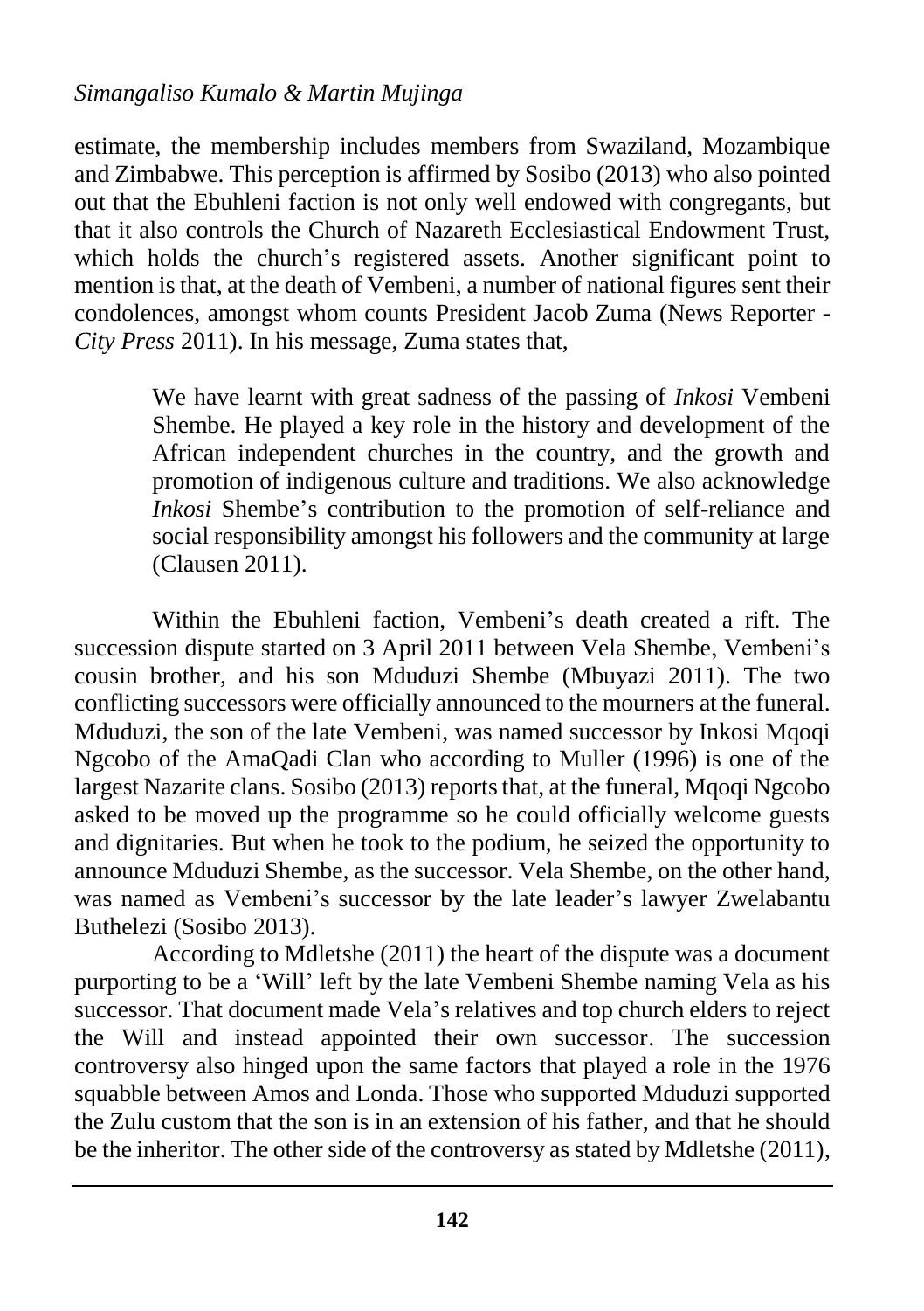estimate, the membership includes members from Swaziland, Mozambique and Zimbabwe. This perception is affirmed by Sosibo (2013) who also pointed out that the Ebuhleni faction is not only well endowed with congregants, but that it also controls the Church of Nazareth Ecclesiastical Endowment Trust, which holds the church's registered assets. Another significant point to mention is that, at the death of Vembeni, a number of national figures sent their condolences, amongst whom counts President Jacob Zuma (News Reporter - *City Press* 2011). In his message, Zuma states that,

> We have learnt with great sadness of the passing of *Inkosi* Vembeni Shembe. He played a key role in the history and development of the African independent churches in the country, and the growth and promotion of indigenous culture and traditions. We also acknowledge *Inkosi* Shembe's contribution to the promotion of self-reliance and social responsibility amongst his followers and the community at large (Clausen 2011).

Within the Ebuhleni faction, Vembeni's death created a rift. The succession dispute started on 3 April 2011 between Vela Shembe, Vembeni's cousin brother, and his son Mduduzi Shembe (Mbuyazi 2011). The two conflicting successors were officially announced to the mourners at the funeral. Mduduzi, the son of the late Vembeni, was named successor by Inkosi Mqoqi Ngcobo of the AmaQadi Clan who according to Muller (1996) is one of the largest Nazarite clans. Sosibo (2013) reports that, at the funeral, Mqoqi Ngcobo asked to be moved up the programme so he could officially welcome guests and dignitaries. But when he took to the podium, he seized the opportunity to announce Mduduzi Shembe, as the successor. Vela Shembe, on the other hand, was named as Vembeni's successor by the late leader's lawyer Zwelabantu Buthelezi (Sosibo 2013).

According to Mdletshe (2011) the heart of the dispute was a document purporting to be a 'Will' left by the late Vembeni Shembe naming Vela as his successor. That document made Vela's relatives and top church elders to reject the Will and instead appointed their own successor. The succession controversy also hinged upon the same factors that played a role in the 1976 squabble between Amos and Londa. Those who supported Mduduzi supported the Zulu custom that the son is in an extension of his father, and that he should be the inheritor. The other side of the controversy as stated by Mdletshe (2011),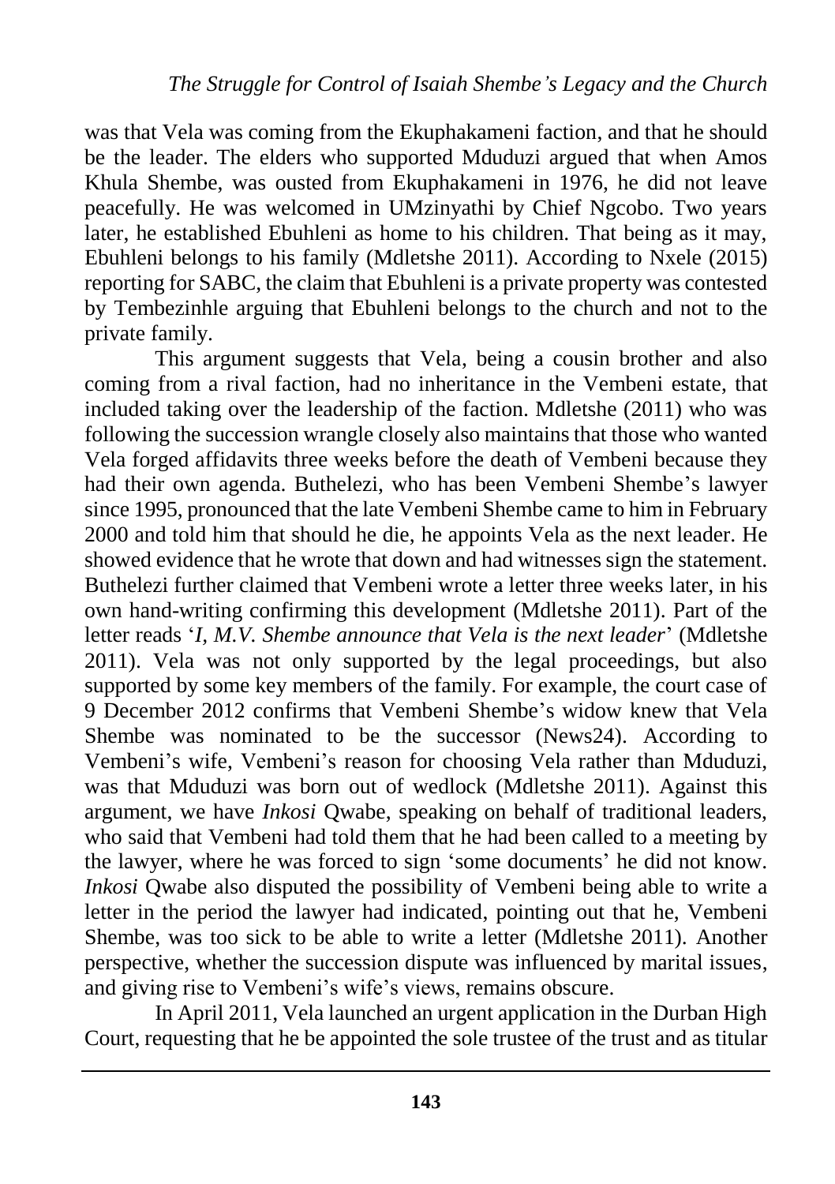was that Vela was coming from the Ekuphakameni faction, and that he should be the leader. The elders who supported Mduduzi argued that when Amos Khula Shembe, was ousted from Ekuphakameni in 1976, he did not leave peacefully. He was welcomed in UMzinyathi by Chief Ngcobo. Two years later, he established Ebuhleni as home to his children. That being as it may, Ebuhleni belongs to his family (Mdletshe 2011). According to Nxele (2015) reporting for SABC, the claim that Ebuhleni is a private property was contested by Tembezinhle arguing that Ebuhleni belongs to the church and not to the private family.

This argument suggests that Vela, being a cousin brother and also coming from a rival faction, had no inheritance in the Vembeni estate, that included taking over the leadership of the faction. Mdletshe (2011) who was following the succession wrangle closely also maintains that those who wanted Vela forged affidavits three weeks before the death of Vembeni because they had their own agenda. Buthelezi, who has been Vembeni Shembe's lawyer since 1995, pronounced that the late Vembeni Shembe came to him in February 2000 and told him that should he die, he appoints Vela as the next leader. He showed evidence that he wrote that down and had witnesses sign the statement. Buthelezi further claimed that Vembeni wrote a letter three weeks later, in his own hand-writing confirming this development (Mdletshe 2011). Part of the letter reads '*I, M.V. Shembe announce that Vela is the next leader*' (Mdletshe 2011). Vela was not only supported by the legal proceedings, but also supported by some key members of the family. For example, the court case of 9 December 2012 confirms that Vembeni Shembe's widow knew that Vela Shembe was nominated to be the successor (News24). According to Vembeni's wife, Vembeni's reason for choosing Vela rather than Mduduzi, was that Mduduzi was born out of wedlock (Mdletshe 2011). Against this argument, we have *Inkosi* Qwabe, speaking on behalf of traditional leaders, who said that Vembeni had told them that he had been called to a meeting by the lawyer, where he was forced to sign 'some documents' he did not know. *Inkosi* Qwabe also disputed the possibility of Vembeni being able to write a letter in the period the lawyer had indicated, pointing out that he, Vembeni Shembe, was too sick to be able to write a letter (Mdletshe 2011). Another perspective, whether the succession dispute was influenced by marital issues, and giving rise to Vembeni's wife's views, remains obscure.

In April 2011, Vela launched an urgent application in the Durban High Court, requesting that he be appointed the sole trustee of the trust and as titular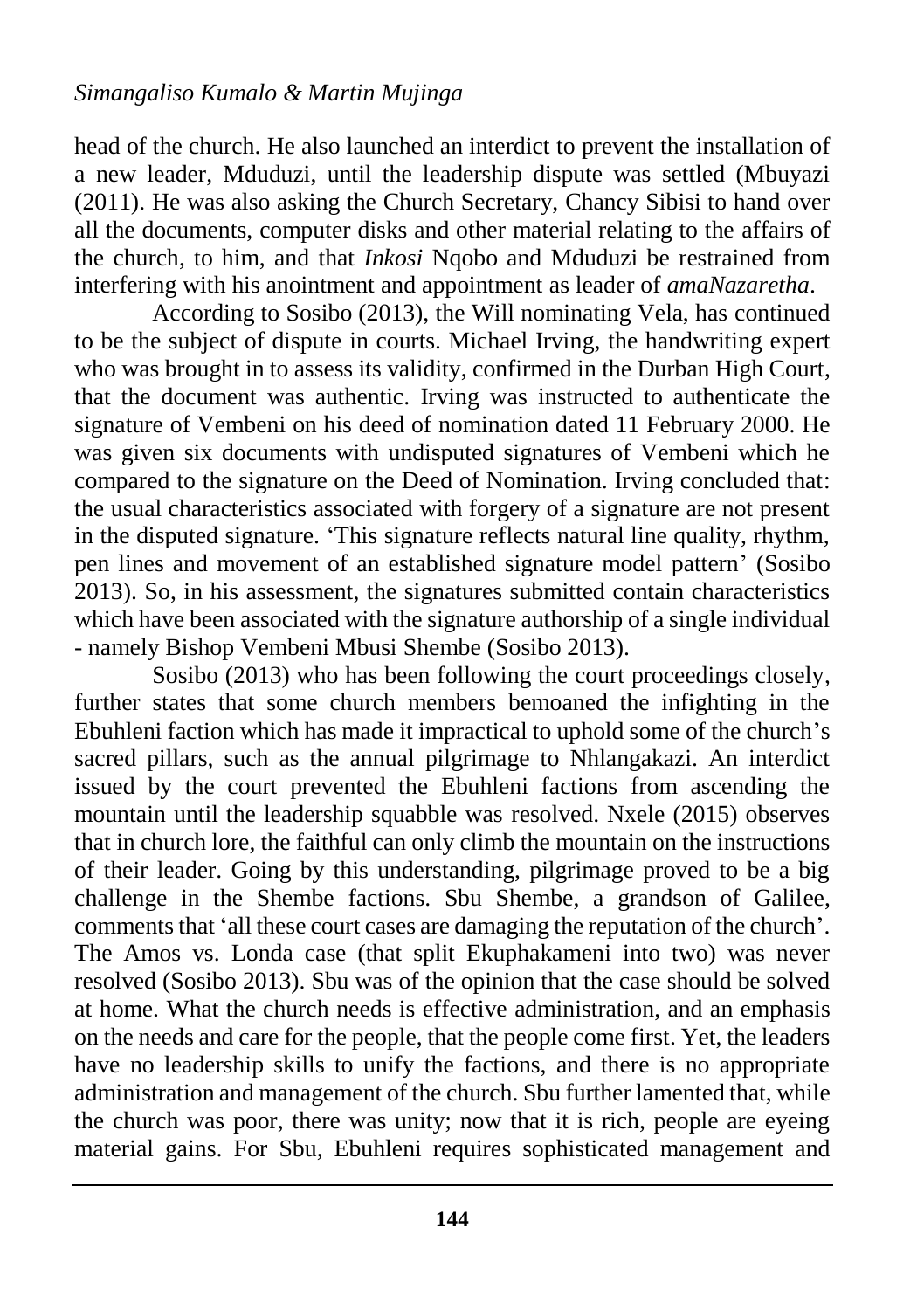head of the church. He also launched an interdict to prevent the installation of a new leader, Mduduzi, until the leadership dispute was settled (Mbuyazi (2011). He was also asking the Church Secretary, Chancy Sibisi to hand over all the documents, computer disks and other material relating to the affairs of the church, to him, and that *Inkosi* Nqobo and Mduduzi be restrained from interfering with his anointment and appointment as leader of *amaNazaretha*.

According to Sosibo (2013), the Will nominating Vela, has continued to be the subject of dispute in courts. Michael Irving, the handwriting expert who was brought in to assess its validity, confirmed in the Durban High Court, that the document was authentic. Irving was instructed to authenticate the signature of Vembeni on his deed of nomination dated 11 February 2000. He was given six documents with undisputed signatures of Vembeni which he compared to the signature on the Deed of Nomination. Irving concluded that: the usual characteristics associated with forgery of a signature are not present in the disputed signature. 'This signature reflects natural line quality, rhythm, pen lines and movement of an established signature model pattern' (Sosibo 2013). So, in his assessment, the signatures submitted contain characteristics which have been associated with the signature authorship of a single individual - namely Bishop Vembeni Mbusi Shembe (Sosibo 2013).

Sosibo (2013) who has been following the court proceedings closely, further states that some church members bemoaned the infighting in the Ebuhleni faction which has made it impractical to uphold some of the church's sacred pillars, such as the annual pilgrimage to Nhlangakazi. An interdict issued by the court prevented the Ebuhleni factions from ascending the mountain until the leadership squabble was resolved. Nxele (2015) observes that in church lore, the faithful can only climb the mountain on the instructions of their leader. Going by this understanding, pilgrimage proved to be a big challenge in the Shembe factions. Sbu Shembe, a grandson of Galilee, comments that 'all these court cases are damaging the reputation of the church'. The Amos vs. Londa case (that split Ekuphakameni into two) was never resolved (Sosibo 2013). Sbu was of the opinion that the case should be solved at home. What the church needs is effective administration, and an emphasis on the needs and care for the people, that the people come first. Yet, the leaders have no leadership skills to unify the factions, and there is no appropriate administration and management of the church. Sbu further lamented that, while the church was poor, there was unity; now that it is rich, people are eyeing material gains. For Sbu, Ebuhleni requires sophisticated management and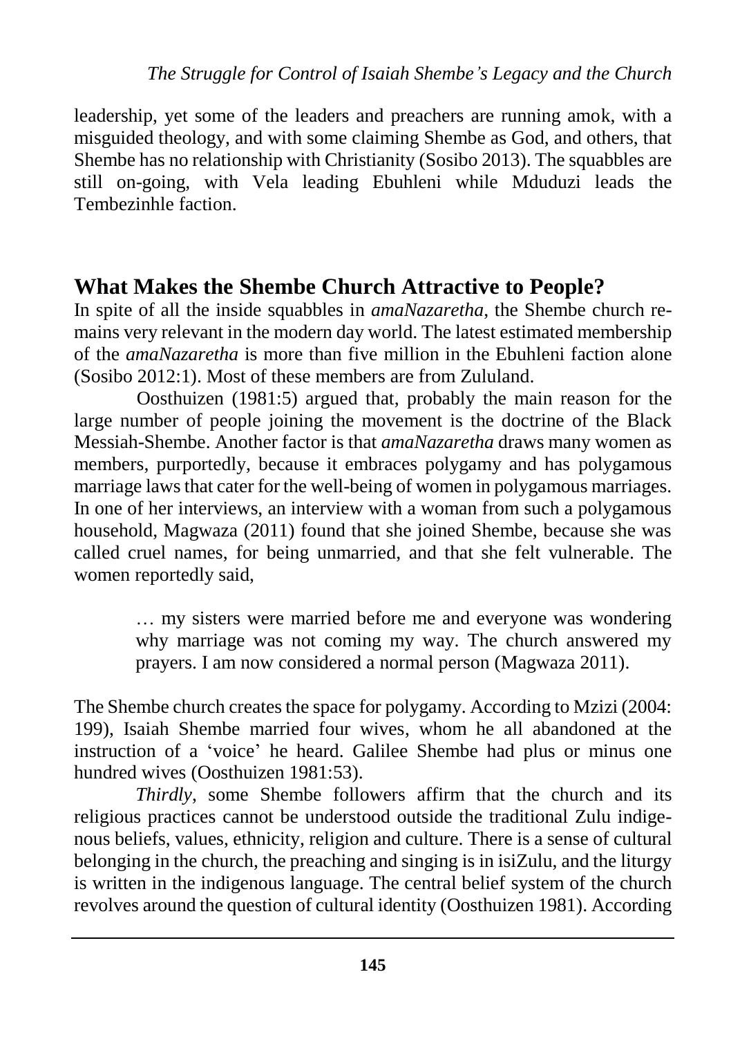leadership, yet some of the leaders and preachers are running amok, with a misguided theology, and with some claiming Shembe as God, and others, that Shembe has no relationship with Christianity (Sosibo 2013). The squabbles are still on-going, with Vela leading Ebuhleni while Mduduzi leads the Tembezinhle faction.

## What Makes the Shembe Church Attractive to People?

In spite of all the inside squabbles in *amaNazaretha*, the Shembe church remains very relevant in the modern day world. The latest estimated membership of the *amaNazaretha* is more than five million in the Ebuhleni faction alone (Sosibo 2012:1). Most of these members are from Zululand.

Oosthuizen (1981:5) argued that, probably the main reason for the large number of people joining the movement is the doctrine of the Black Messiah-Shembe. Another factor is that *amaNazaretha* draws many women as members, purportedly, because it embraces polygamy and has polygamous marriage laws that cater for the well-being of women in polygamous marriages. In one of her interviews, an interview with a woman from such a polygamous household, Magwaza (2011) found that she joined Shembe, because she was called cruel names, for being unmarried, and that she felt vulnerable. The women reportedly said,

> … my sisters were married before me and everyone was wondering why marriage was not coming my way. The church answered my prayers. I am now considered a normal person (Magwaza 2011).

The Shembe church creates the space for polygamy. According to Mzizi (2004: 199), Isaiah Shembe married four wives, whom he all abandoned at the instruction of a 'voice' he heard. Galilee Shembe had plus or minus one hundred wives (Oosthuizen 1981:53).

*Thirdly*, some Shembe followers affirm that the church and its religious practices cannot be understood outside the traditional Zulu indigenous beliefs, values, ethnicity, religion and culture. There is a sense of cultural belonging in the church, the preaching and singing is in isiZulu, and the liturgy is written in the indigenous language. The central belief system of the church revolves around the question of cultural identity (Oosthuizen 1981). According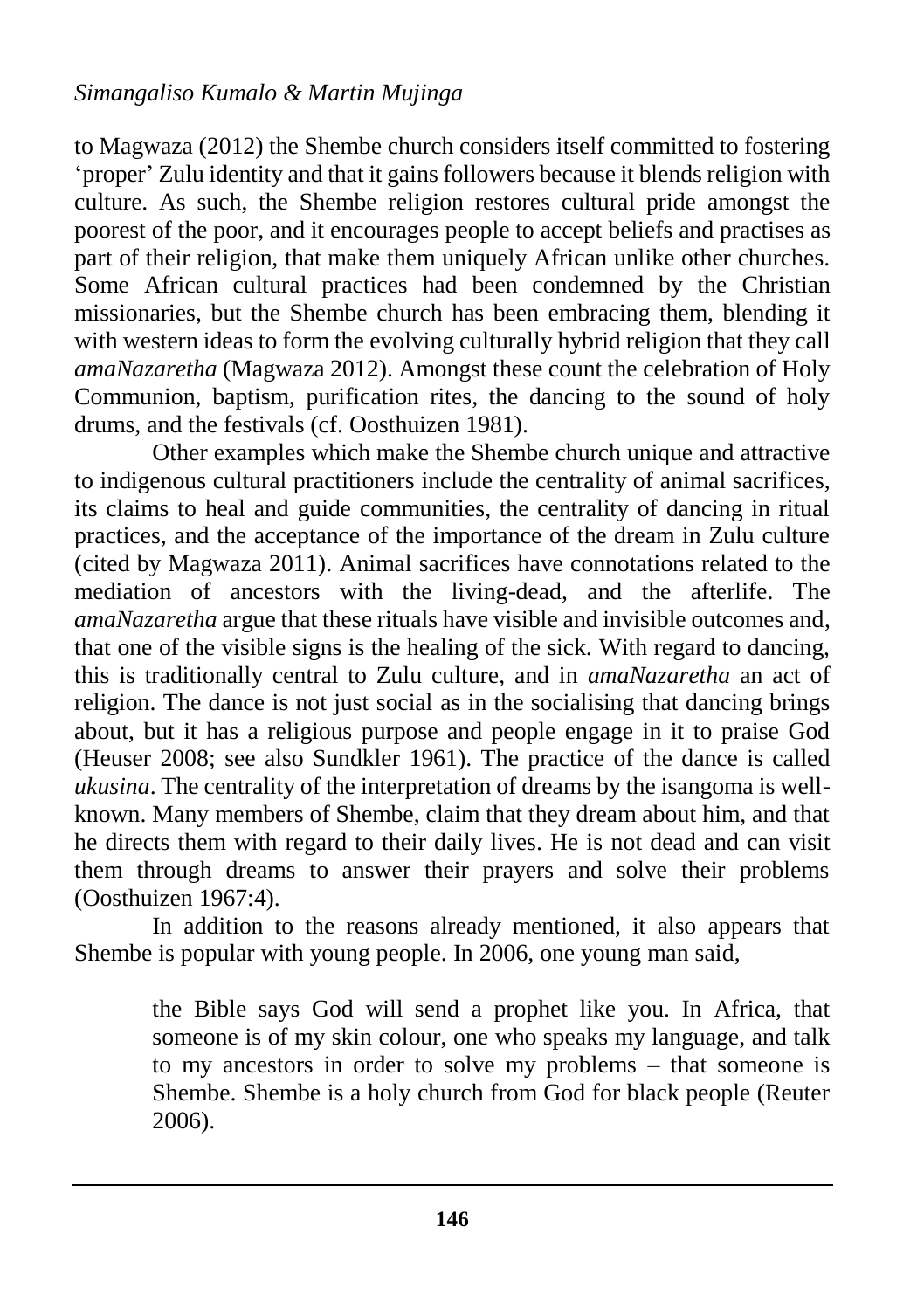to Magwaza (2012) the Shembe church considers itself committed to fostering 'proper' Zulu identity and that it gains followers because it blends religion with culture. As such, the Shembe religion restores cultural pride amongst the poorest of the poor, and it encourages people to accept beliefs and practises as part of their religion, that make them uniquely African unlike other churches. Some African cultural practices had been condemned by the Christian missionaries, but the Shembe church has been embracing them, blending it with western ideas to form the evolving culturally hybrid religion that they call *amaNazaretha* (Magwaza 2012). Amongst these count the celebration of Holy Communion, baptism, purification rites, the dancing to the sound of holy drums, and the festivals (cf. Oosthuizen 1981).

Other examples which make the Shembe church unique and attractive to indigenous cultural practitioners include the centrality of animal sacrifices, its claims to heal and guide communities, the centrality of dancing in ritual practices, and the acceptance of the importance of the dream in Zulu culture (cited by Magwaza 2011). Animal sacrifices have connotations related to the mediation of ancestors with the living-dead, and the afterlife. The *amaNazaretha* argue that these rituals have visible and invisible outcomes and, that one of the visible signs is the healing of the sick. With regard to dancing, this is traditionally central to Zulu culture, and in *amaNazaretha* an act of religion. The dance is not just social as in the socialising that dancing brings about, but it has a religious purpose and people engage in it to praise God (Heuser 2008; see also Sundkler 1961). The practice of the dance is called *ukusina*. The centrality of the interpretation of dreams by the isangoma is well-known. Many members of Shembe, claim that they dream about him, and that he directs them with regard to their daily lives. He is not dead and can visit them through dreams to answer their prayers and solve their problems (Oosthuizen 1967:4).

In addition to the reasons already mentioned, it also appears that Shembe is popular with young people. In 2006, one young man said,

> the Bible says God will send a prophet like you. In Africa, that someone is of my skin colour, one who speaks my language, and talk to my ancestors in order to solve my problems – that someone is Shembe. Shembe is a holy church from God for black people (Reuter 2006).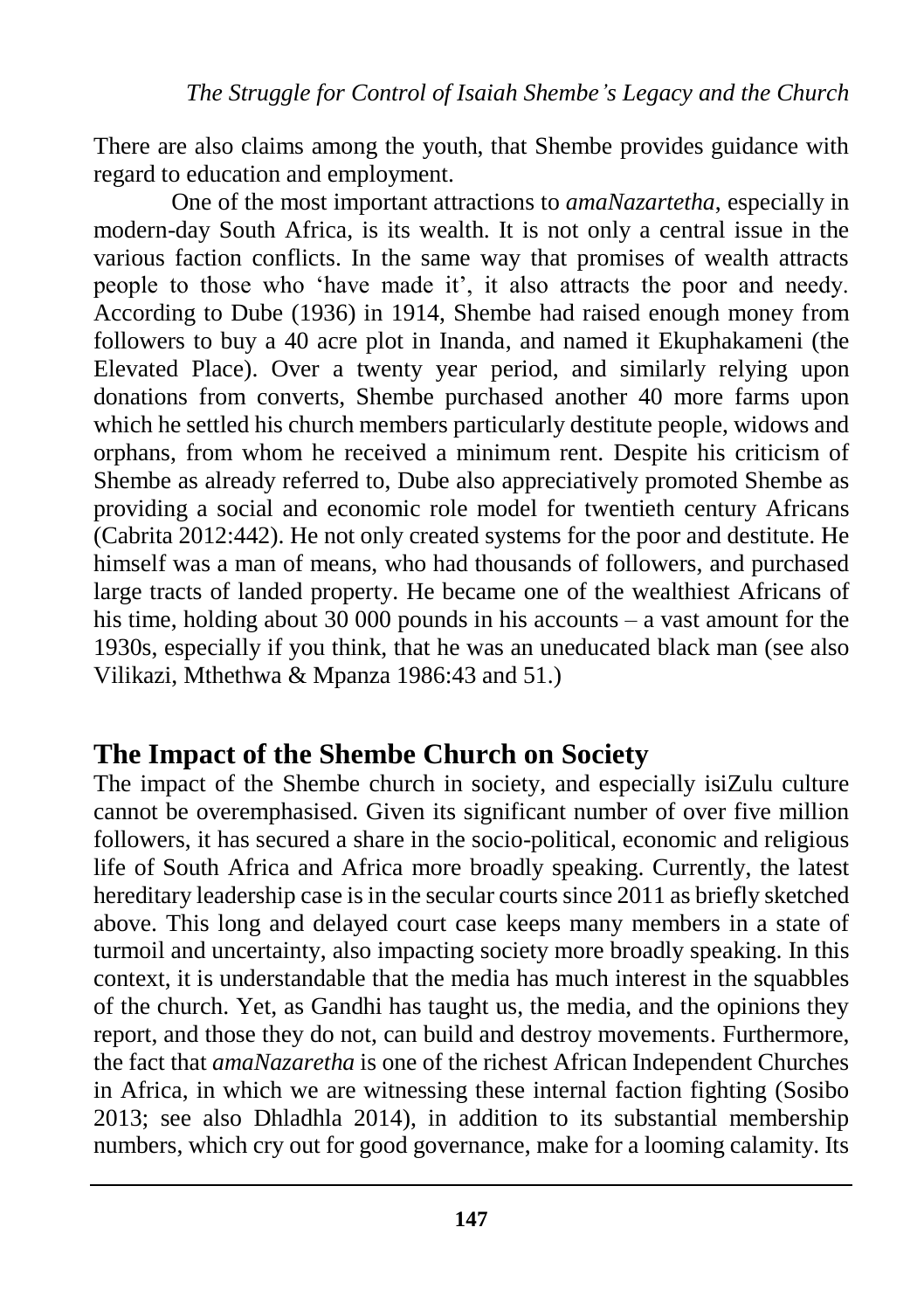There are also claims among the youth, that Shembe provides guidance with regard to education and employment.

One of the most important attractions to *amaNazartetha*, especially in modern-day South Africa, is its wealth. It is not only a central issue in the various faction conflicts. In the same way that promises of wealth attracts people to those who 'have made it', it also attracts the poor and needy. According to Dube (1936) in 1914, Shembe had raised enough money from followers to buy a 40 acre plot in Inanda, and named it Ekuphakameni (the Elevated Place). Over a twenty year period, and similarly relying upon donations from converts, Shembe purchased another 40 more farms upon which he settled his church members particularly destitute people, widows and orphans, from whom he received a minimum rent. Despite his criticism of Shembe as already referred to, Dube also appreciatively promoted Shembe as providing a social and economic role model for twentieth century Africans (Cabrita 2012:442). He not only created systems for the poor and destitute. He himself was a man of means, who had thousands of followers, and purchased large tracts of landed property. He became one of the wealthiest Africans of his time, holding about 30 000 pounds in his accounts – a vast amount for the 1930s, especially if you think, that he was an uneducated black man (see also Vilikazi, Mthethwa & Mpanza 1986:43 and 51.)

## The Impact of the Shembe Church on Society

The impact of the Shembe church in society, and especially isiZulu culture cannot be overemphasised. Given its significant number of over five million followers, it has secured a share in the socio-political, economic and religious life of South Africa and Africa more broadly speaking. Currently, the latest hereditary leadership case is in the secular courts since 2011 as briefly sketched above. This long and delayed court case keeps many members in a state of turmoil and uncertainty, also impacting society more broadly speaking. In this context, it is understandable that the media has much interest in the squabbles of the church. Yet, as Gandhi has taught us, the media, and the opinions they report, and those they do not, can build and destroy movements. Furthermore, the fact that *amaNazaretha* is one of the richest African Independent Churches in Africa, in which we are witnessing these internal faction fighting (Sosibo 2013; see also Dhladhla 2014), in addition to its substantial membership numbers, which cry out for good governance, make for a looming calamity. Its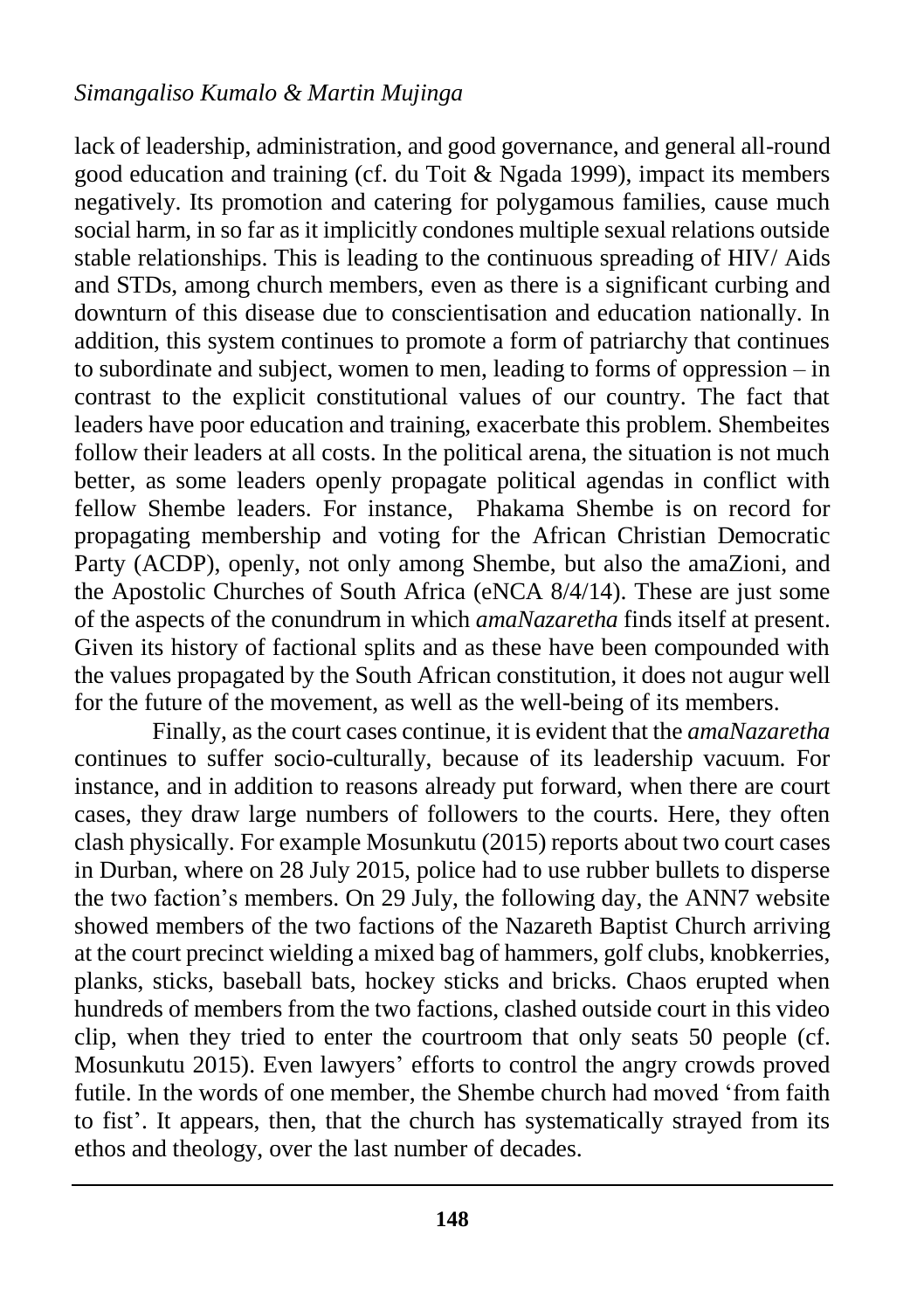lack of leadership, administration, and good governance, and general all-round good education and training (cf. du Toit & Ngada 1999), impact its members negatively. Its promotion and catering for polygamous families, cause much social harm, in so far as it implicitly condones multiple sexual relations outside stable relationships. This is leading to the continuous spreading of HIV/ Aids and STDs, among church members, even as there is a significant curbing and downturn of this disease due to conscientisation and education nationally. In addition, this system continues to promote a form of patriarchy that continues to subordinate and subject, women to men, leading to forms of oppression – in contrast to the explicit constitutional values of our country. The fact that leaders have poor education and training, exacerbate this problem. Shembeites follow their leaders at all costs. In the political arena, the situation is not much better, as some leaders openly propagate political agendas in conflict with fellow Shembe leaders. For instance, Phakama Shembe is on record for propagating membership and voting for the African Christian Democratic Party (ACDP), openly, not only among Shembe, but also the amaZioni, and the Apostolic Churches of South Africa (eNCA 8/4/14). These are just some of the aspects of the conundrum in which *amaNazaretha* finds itself at present. Given its history of factional splits and as these have been compounded with the values propagated by the South African constitution, it does not augur well for the future of the movement, as well as the well-being of its members.

Finally, as the court cases continue, it is evident that the *amaNazaretha* continues to suffer socio-culturally, because of its leadership vacuum. For instance, and in addition to reasons already put forward, when there are court cases, they draw large numbers of followers to the courts. Here, they often clash physically. For example Mosunkutu (2015) reports about two court cases in Durban, where on 28 July 2015, police had to use rubber bullets to disperse the two faction's members. On 29 July, the following day, the ANN7 website showed members of the two factions of the Nazareth Baptist Church arriving at the court precinct wielding a mixed bag of hammers, golf clubs, knobkerries, planks, sticks, baseball bats, hockey sticks and bricks. Chaos erupted when hundreds of members from the two factions, clashed outside court in this video clip, when they tried to enter the courtroom that only seats 50 people (cf. Mosunkutu 2015). Even lawyers' efforts to control the angry crowds proved futile. In the words of one member, the Shembe church had moved 'from faith to fist'. It appears, then, that the church has systematically strayed from its ethos and theology, over the last number of decades.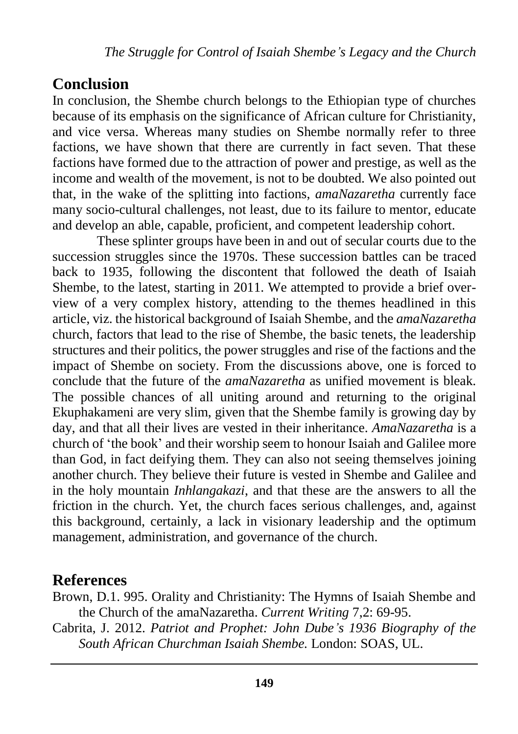## Conclusion

In conclusion, the Shembe church belongs to the Ethiopian type of churches because of its emphasis on the significance of African culture for Christianity, and vice versa. Whereas many studies on Shembe normally refer to three factions, we have shown that there are currently in fact seven. That these factions have formed due to the attraction of power and prestige, as well as the income and wealth of the movement, is not to be doubted. We also pointed out that, in the wake of the splitting into factions, *amaNazaretha* currently face many socio-cultural challenges, not least, due to its failure to mentor, educate and develop an able, capable, proficient, and competent leadership cohort.

These splinter groups have been in and out of secular courts due to the succession struggles since the 1970s. These succession battles can be traced back to 1935, following the discontent that followed the death of Isaiah Shembe, to the latest, starting in 2011. We attempted to provide a brief over-view of a very complex history, attending to the themes headlined in this article, viz. the historical background of Isaiah Shembe, and the *amaNazaretha* church, factors that lead to the rise of Shembe, the basic tenets, the leadership structures and their politics, the power struggles and rise of the factions and the impact of Shembe on society. From the discussions above, one is forced to conclude that the future of the *amaNazaretha* as unified movement is bleak. The possible chances of all uniting around and returning to the original Ekuphakameni are very slim, given that the Shembe family is growing day by day, and that all their lives are vested in their inheritance. *AmaNazaretha* is a church of 'the book' and their worship seem to honour Isaiah and Galilee more than God, in fact deifying them. They can also not seeing themselves joining another church. They believe their future is vested in Shembe and Galilee and in the holy mountain *Inhlangakazi*, and that these are the answers to all the friction in the church. Yet, the church faces serious challenges, and, against this background, certainly, a lack in visionary leadership and the optimum management, administration, and governance of the church.

## References

Brown, D.1. 995. Orality and Christianity: The Hymns of Isaiah Shembe and the Church of the amaNazaretha. *Current Writing* 7,2: 69-95.

Cabrita, J. 2012. *Patriot and Prophet: John Dube's 1936 Biography of the South African Churchman Isaiah Shembe.* London: SOAS, UL.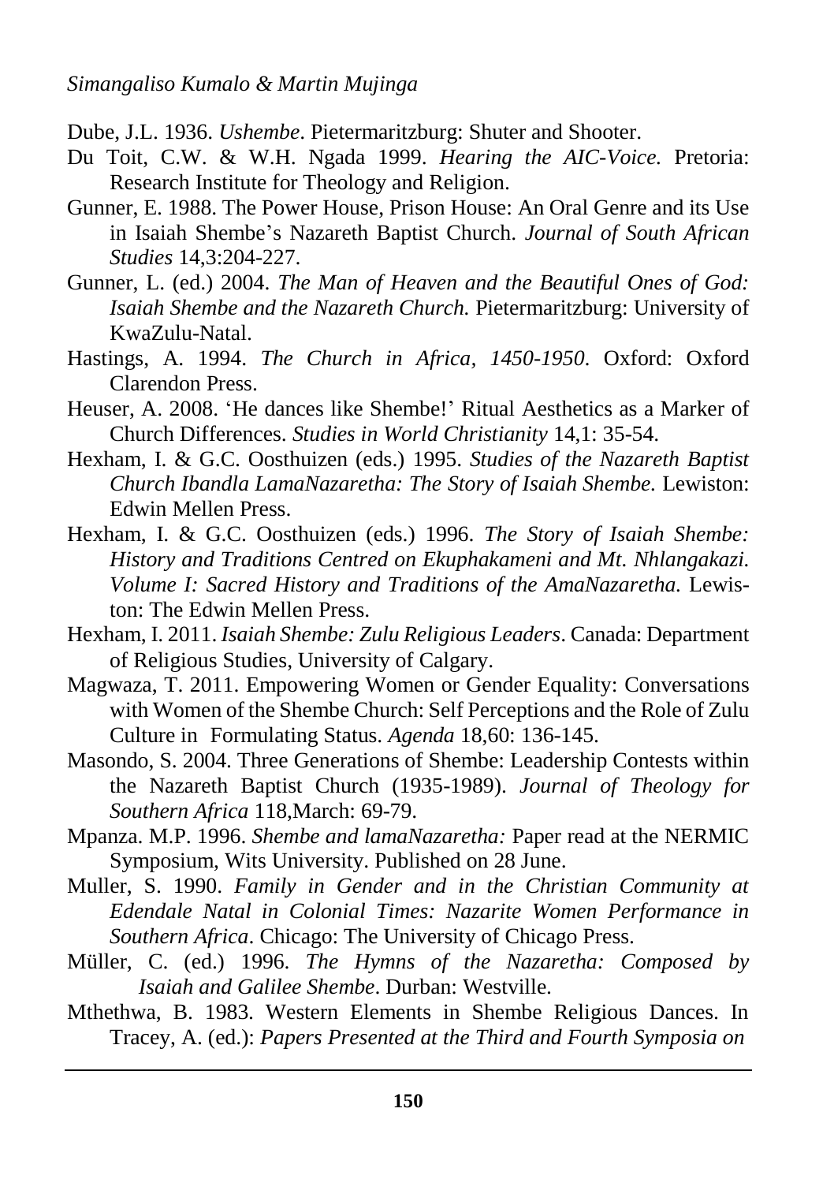Dube, J.L. 1936. *Ushembe*. Pietermaritzburg: Shuter and Shooter.

Du Toit, C.W. & W.H. Ngada 1999. *Hearing the AIC-Voice.* Pretoria: Research Institute for Theology and Religion.

Gunner, E. 1988. The Power House, Prison House: An Oral Genre and its Use in Isaiah Shembe's Nazareth Baptist Church. *Journal of South African Studies* 14,3:204-227.

Gunner, L. (ed.) 2004. *The Man of Heaven and the Beautiful Ones of God: Isaiah Shembe and the Nazareth Church.* Pietermaritzburg: University of KwaZulu-Natal.

Hastings, A. 1994. *The Church in Africa, 1450-1950*. Oxford: Oxford Clarendon Press.

Heuser, A. 2008. 'He dances like Shembe!' Ritual Aesthetics as a Marker of Church Differences. *Studies in World Christianity* 14,1: 35-54.

Hexham, I. & G.C. Oosthuizen (eds.) 1995. *Studies of the Nazareth Baptist Church Ibandla LamaNazaretha: The Story of Isaiah Shembe.* Lewiston: Edwin Mellen Press.

Hexham, I. & G.C. Oosthuizen (eds.) 1996. *The Story of Isaiah Shembe: History and Traditions Centred on Ekuphakameni and Mt. Nhlangakazi. Volume I: Sacred History and Traditions of the AmaNazaretha.* Lewiston: The Edwin Mellen Press.

Hexham, I. 2011. *Isaiah Shembe: Zulu Religious Leaders*. Canada: Department of Religious Studies, University of Calgary.

Magwaza, T. 2011. Empowering Women or Gender Equality: Conversations with Women of the Shembe Church: Self Perceptions and the Role of Zulu Culture in Formulating Status. *Agenda* 18,60: 136-145.

Masondo, S. 2004. Three Generations of Shembe: Leadership Contests within the Nazareth Baptist Church (1935-1989). *Journal of Theology for Southern Africa* 118,March: 69-79.

Mpanza. M.P. 1996. *Shembe and lamaNazaretha:* Paper read at the NERMIC Symposium, Wits University. Published on 28 June.

Muller, S. 1990. *Family in Gender and in the Christian Community at Edendale Natal in Colonial Times: Nazarite Women Performance in Southern Africa*. Chicago: The University of Chicago Press.

Müller, C. (ed.) 1996. *The Hymns of the Nazaretha: Composed by Isaiah and Galilee Shembe*. Durban: Westville.

Mthethwa, B. 1983. Western Elements in Shembe Religious Dances. In Tracey, A. (ed.): *Papers Presented at the Third and Fourth Symposia on*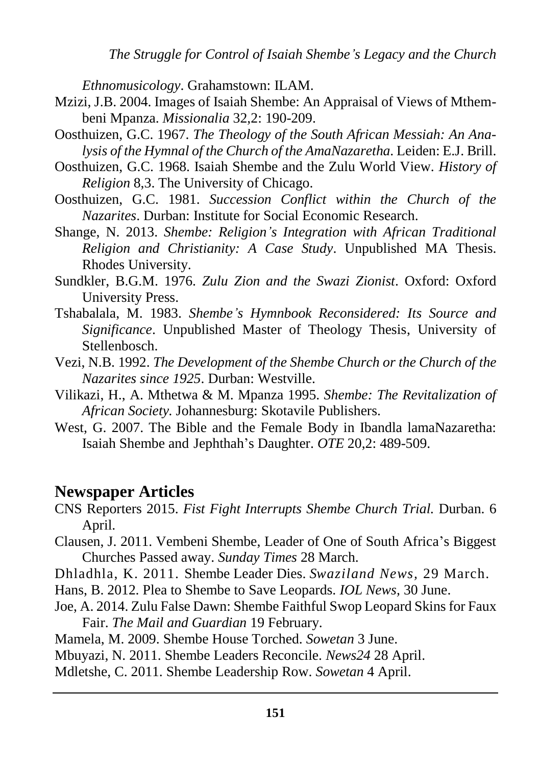*Ethnomusicology*. Grahamstown: ILAM.

Mzizi, J.B. 2004. Images of Isaiah Shembe: An Appraisal of Views of Mthembeni Mpanza. *Missionalia* 32,2: 190-209.

Oosthuizen, G.C. 1967. *The Theology of the South African Messiah: An Analysis of the Hymnal of the Church of the AmaNazaretha*. Leiden: E.J. Brill.

Oosthuizen, G.C. 1968. Isaiah Shembe and the Zulu World View. *History of Religion* 8,3. The University of Chicago.

Oosthuizen, G.C. 1981. *Succession Conflict within the Church of the Nazarites*. Durban: Institute for Social Economic Research.

Shange, N. 2013. *Shembe: Religion's Integration with African Traditional Religion and Christianity: A Case Study*. Unpublished MA Thesis. Rhodes University.

Sundkler, B.G.M. 1976. *Zulu Zion and the Swazi Zionist*. Oxford: Oxford University Press.

Tshabalala, M. 1983. *Shembe's Hymnbook Reconsidered: Its Source and Significance*. Unpublished Master of Theology Thesis, University of Stellenbosch.

Vezi, N.B. 1992. *The Development of the Shembe Church or the Church of the Nazarites since 1925*. Durban: Westville.

Vilikazi, H., A. Mthetwa & M. Mpanza 1995. *Shembe: The Revitalization of African Society.* Johannesburg: Skotavile Publishers.

West, G. 2007. The Bible and the Female Body in Ibandla lamaNazaretha: Isaiah Shembe and Jephthah's Daughter. *OTE* 20,2: 489-509.

## Newspaper Articles

CNS Reporters 2015. *Fist Fight Interrupts Shembe Church Trial.* Durban. 6 April.

Clausen, J. 2011. Vembeni Shembe, Leader of One of South Africa's Biggest Churches Passed away. *Sunday Times* 28 March.

Dhladhla, K. 2011. Shembe Leader Dies. *Swaziland News*, 29 March.

Hans, B. 2012. Plea to Shembe to Save Leopards. *IOL News,* 30 June.

Joe, A. 2014. Zulu False Dawn: Shembe Faithful Swop Leopard Skins for Faux Fair. *The Mail and Guardian* 19 February.

Mamela, M. 2009. Shembe House Torched. *Sowetan* 3 June.

Mbuyazi, N. 2011. Shembe Leaders Reconcile. *News24* 28 April.

Mdletshe, C. 2011. Shembe Leadership Row. *Sowetan* 4 April.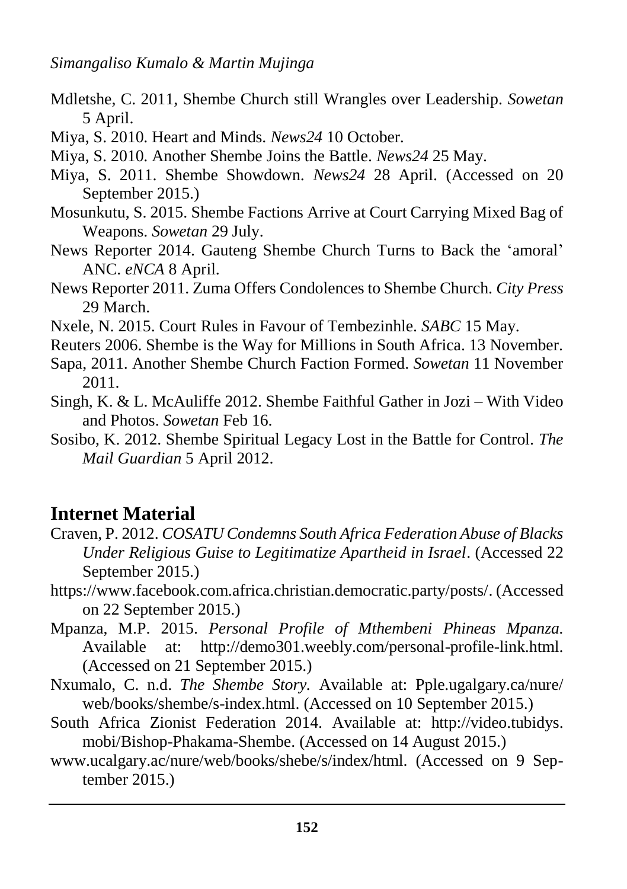Mdletshe, C. 2011, Shembe Church still Wrangles over Leadership. *Sowetan* 5 April.

Miya, S. 2010. Heart and Minds. *News24* 10 October.

Miya, S. 2010. Another Shembe Joins the Battle. *News24* 25 May.

Miya, S. 2011. Shembe Showdown. *News24* 28 April. (Accessed on 20 September 2015.)

Mosunkutu, S. 2015. Shembe Factions Arrive at Court Carrying Mixed Bag of Weapons. *Sowetan* 29 July.

News Reporter 2014. Gauteng Shembe Church Turns to Back the 'amoral' ANC. *eNCA* 8 April.

News Reporter 2011. Zuma Offers Condolences to Shembe Church. *City Press* 29 March.

Nxele, N. 2015. Court Rules in Favour of Tembezinhle. *SABC* 15 May.

Reuters 2006. Shembe is the Way for Millions in South Africa. 13 November.

Sapa, 2011. Another Shembe Church Faction Formed. *Sowetan* 11 November 2011.

Singh, K. & L. McAuliffe 2012. Shembe Faithful Gather in Jozi – With Video and Photos. *Sowetan* Feb 16.

Sosibo, K. 2012. Shembe Spiritual Legacy Lost in the Battle for Control. *The Mail Guardian* 5 April 2012.

## Internet Material

Craven, P. 2012. *COSATU Condemns South Africa Federation Abuse of Blacks Under Religious Guise to Legitimatize Apartheid in Israel*. (Accessed 22 September 2015.)

https://www.facebook.com.africa.christian.democratic.party/posts/. (Accessed on 22 September 2015.)

Mpanza, M.P. 2015. *Personal Profile of Mthembeni Phineas Mpanza.* Available at: http://demo301.weebly.com/personal-profile-link.html. (Accessed on 21 September 2015.)

Nxumalo, C. n.d. *The Shembe Story.* Available at: Pple.ugalgary.ca/nure/web/books/shembe/s-index.html. (Accessed on 10 September 2015.)

South Africa Zionist Federation 2014. Available at: http://video.tubidys.mobi/Bishop-Phakama-Shembe. (Accessed on 14 August 2015.)

www.ucalgary.ac/nure/web/books/shebe/s/index/html. (Accessed on 9 September 2015.)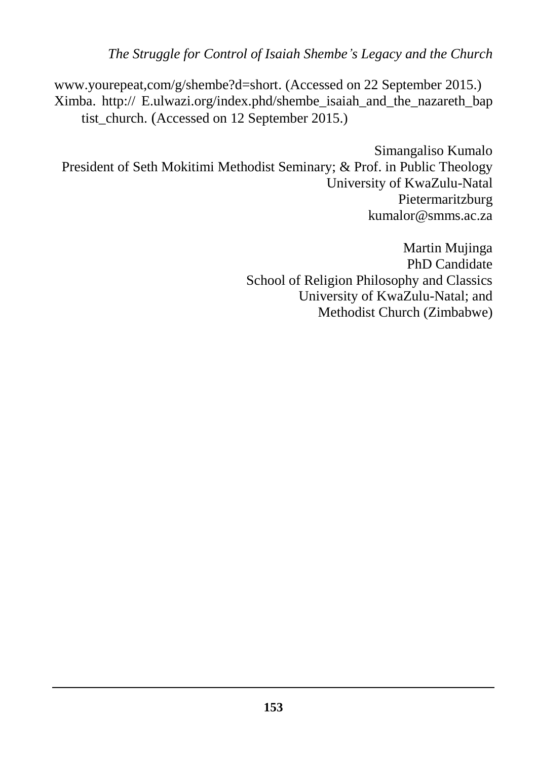www.yourepeat,com/g/shembe?d=short. (Accessed on 22 September 2015.)

Ximba. http:// E.ulwazi.org/index.phd/shembe_isaiah_and_the_nazareth_baptist_church. (Accessed on 12 September 2015.)

Simangaliso Kumalo  
President of Seth Mokitimi Methodist Seminary; & Prof. in Public Theology  
University of KwaZulu-Natal  
Pietermaritzburg  
kumalor@smms.ac.za

Martin Mujinga  
PhD Candidate  
School of Religion Philosophy and Classics  
University of KwaZulu-Natal; and  
Methodist Church (Zimbabwe)